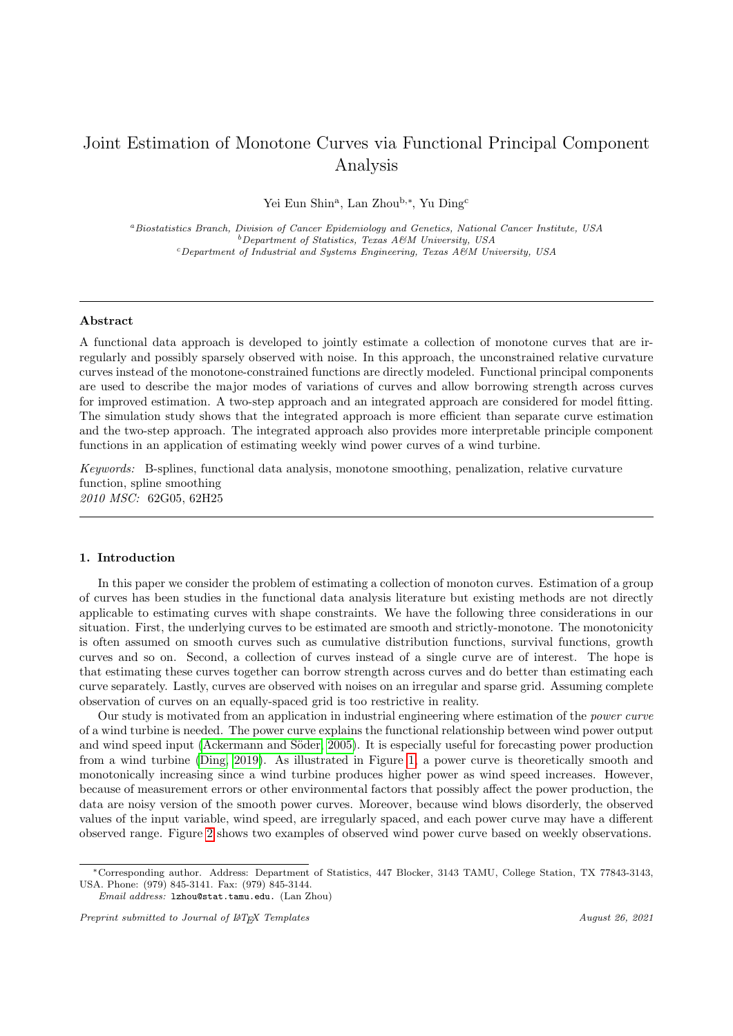// Joint Estimation of Monotone Curves via Functional Principal Component Analysis

Yei Eun Shin[a], Lan Zhou[b,*], Yu Ding[c]

[a] *Biostatistics Branch, Division of Cancer Epidemiology and Genetics, National Cancer Institute, USA*
[b] *Department of Statistics, Texas A&M University, USA*
[c] *Department of Industrial and Systems Engineering, Texas A&M University, USA*

---

### Abstract

A functional data approach is developed to jointly estimate a collection of monotone curves that are irregularly and possibly sparsely observed with noise. In this approach, the unconstrained relative curvature curves instead of the monotone-constrained functions are directly modeled. Functional principal components are used to describe the major modes of variations of curves and allow borrowing strength across curves for improved estimation. A two-step approach and an integrated approach are considered for model fitting. The simulation study shows that the integrated approach is more efficient than separate curve estimation and the two-step approach. The integrated approach also provides more interpretable principle component functions in an application of estimating weekly wind power curves of a wind turbine.

*Keywords:* B-splines, functional data analysis, monotone smoothing, penalization, relative curvature function, spline smoothing
*2010 MSC:* 62G05, 62H25

---

## 1. Introduction

In this paper we consider the problem of estimating a collection of monoton curves. Estimation of a group of curves has been studies in the functional data analysis literature but existing methods are not directly applicable to estimating curves with shape constraints. We have the following three considerations in our situation. First, the underlying curves to be estimated are smooth and strictly-monotone. The monotonicity is often assumed on smooth curves such as cumulative distribution functions, survival functions, growth curves and so on. Second, a collection of curves instead of a single curve are of interest. The hope is that estimating these curves together can borrow strength across curves and do better than estimating each curve separately. Lastly, curves are observed with noises on an irregular and sparse grid. Assuming complete observation of curves on an equally-spaced grid is too restrictive in reality.

Our study is motivated from an application in industrial engineering where estimation of the *power curve* of a wind turbine is needed. The power curve explains the functional relationship between wind power output and wind speed input (Ackermann and Söder, 2005). It is especially useful for forecasting power production from a wind turbine (Ding, 2019). As illustrated in Figure 1, a power curve is theoretically smooth and monotonically increasing since a wind turbine produces higher power as wind speed increases. However, because of measurement errors or other environmental factors that possibly affect the power production, the data are noisy version of the smooth power curves. Moreover, because wind blows disorderly, the observed values of the input variable, wind speed, are irregularly spaced, and each power curve may have a different observed range. Figure 2 shows two examples of observed wind power curve based on weekly observations.

---

*Corresponding author. Address: Department of Statistics, 447 Blocker, 3143 TAMU, College Station, TX 77843-3143, USA. Phone: (979) 845-3141. Fax: (979) 845-3144.
*Email address:* `lzhou@stat.tamu.edu.` (Lan Zhou)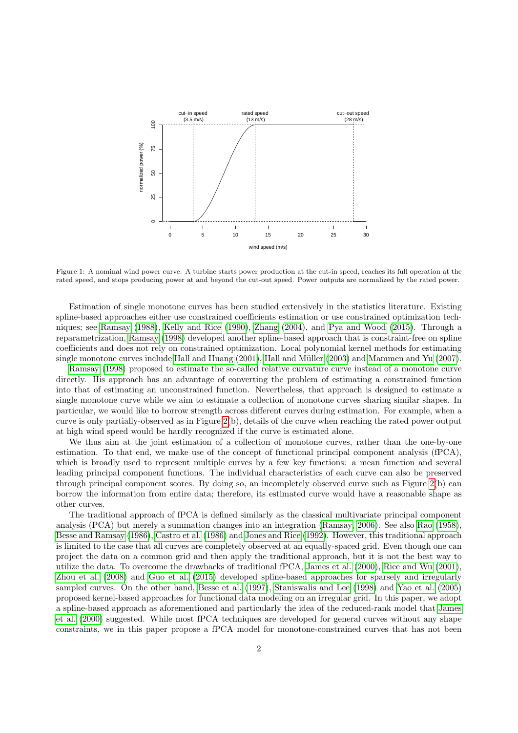Figure 1: A nominal wind power curve. A turbine starts power production at the cut-in speed, reaches its full operation at the rated speed, and stops producing power at and beyond the cut-out speed. Power outputs are normalized by the rated power.

Estimation of single monotone curves has been studied extensively in the statistics literature. Existing spline-based approaches either use constrained coefficients estimation or use constrained optimization techniques; see Ramsay (1988), Kelly and Rice (1990), Zhang (2004), and Pya and Wood (2015). Through a reparametrization, Ramsay (1998) developed another spline-based approach that is constraint-free on spline coefficients and does not rely on constrained optimization. Local polynomial kernel methods for estimating single monotone curves include Hall and Huang (2001), Hall and Müller (2003) and Mammen and Yu (2007).

Ramsay (1998) proposed to estimate the so-called relative curvature curve instead of a monotone curve directly. His approach has an advantage of converting the problem of estimating a constrained function into that of estimating an unconstrained function. Nevertheless, that approach is designed to estimate a single monotone curve while we aim to estimate a collection of monotone curves sharing similar shapes. In particular, we would like to borrow strength across different curves during estimation. For example, when a curve is only partially-observed as in Figure 2(b), details of the curve when reaching the rated power output at high wind speed would be hardly recognized if the curve is estimated alone.

We thus aim at the joint estimation of a collection of monotone curves, rather than the one-by-one estimation. To that end, we make use of the concept of functional principal component analysis (fPCA), which is broadly used to represent multiple curves by a few key functions: a mean function and several leading principal component functions. The individual characteristics of each curve can also be preserved through principal component scores. By doing so, an incompletely observed curve such as Figure 2(b) can borrow the information from entire data; therefore, its estimated curve would have a reasonable shape as other curves.

The traditional approach of fPCA is defined similarly as the classical multivariate principal component analysis (PCA) but merely a summation changes into an integration (Ramsay, 2006). See also Rao (1958), Besse and Ramsay (1986), Castro et al. (1986) and Jones and Rice (1992). However, this traditional approach is limited to the case that all curves are completely observed at an equally-spaced grid. Even though one can project the data on a common grid and then apply the traditional approach, but it is not the best way to utilize the data. To overcome the drawbacks of traditional fPCA, James et al. (2000), Rice and Wu (2001), Zhou et al. (2008) and Guo et al. (2015) developed spline-based approaches for sparsely and irregularly sampled curves. On the other hand, Besse et al. (1997), Staniswalis and Lee (1998) and Yao et al. (2005) proposed kernel-based approaches for functional data modeling on an irregular grid. In this paper, we adopt a spline-based approach as aforementioned and particularly the idea of the reduced-rank model that James et al. (2000) suggested. While most fPCA techniques are developed for general curves without any shape constraints, we in this paper propose a fPCA model for monotone-constrained curves that has not been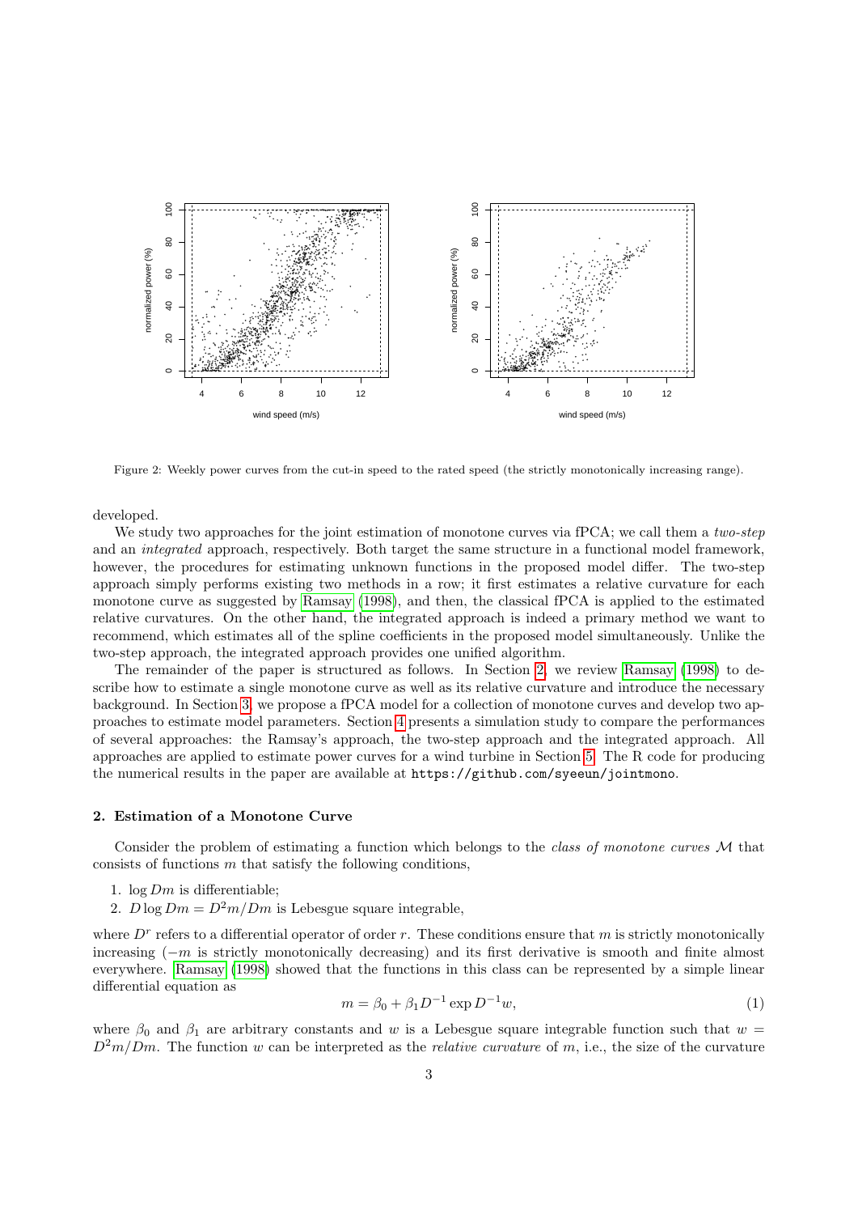Figure 2: Weekly power curves from the cut-in speed to the rated speed (the strictly monotonically increasing range).

developed.

We study two approaches for the joint estimation of monotone curves via fPCA; we call them a *two-step* and an *integrated* approach, respectively. Both target the same structure in a functional model framework, however, the procedures for estimating unknown functions in the proposed model differ. The two-step approach simply performs existing two methods in a row; it first estimates a relative curvature for each monotone curve as suggested by Ramsay (1998), and then, the classical fPCA is applied to the estimated relative curvatures. On the other hand, the integrated approach is indeed a primary method we want to recommend, which estimates all of the spline coefficients in the proposed model simultaneously. Unlike the two-step approach, the integrated approach provides one unified algorithm.

The remainder of the paper is structured as follows. In Section 2, we review Ramsay (1998) to describe how to estimate a single monotone curve as well as its relative curvature and introduce the necessary background. In Section 3, we propose a fPCA model for a collection of monotone curves and develop two approaches to estimate model parameters. Section 4 presents a simulation study to compare the performances of several approaches: the Ramsay's approach, the two-step approach and the integrated approach. All approaches are applied to estimate power curves for a wind turbine in Section 5. The R code for producing the numerical results in the paper are available at `https://github.com/syeeun/jointmono`.

## 2. Estimation of a Monotone Curve

Consider the problem of estimating a function which belongs to the *class of monotone curves* $\mathcal{M}$ that consists of functions $m$ that satisfy the following conditions,

1. $\log Dm$ is differentiable;
2. $D \log Dm = D^2m/Dm$ is Lebesgue square integrable,

where $D^r$ refers to a differential operator of order $r$. These conditions ensure that $m$ is strictly monotonically increasing ($-m$ is strictly monotonically decreasing) and its first derivative is smooth and finite almost everywhere. Ramsay (1998) showed that the functions in this class can be represented by a simple linear differential equation as

$$m = \beta_0 + \beta_1 D^{-1} \exp D^{-1} w, \tag{1}$$

where $\beta_0$ and $\beta_1$ are arbitrary constants and $w$ is a Lebesgue square integrable function such that $w = D^2m/Dm$. The function $w$ can be interpreted as the *relative curvature* of $m$, i.e., the size of the curvature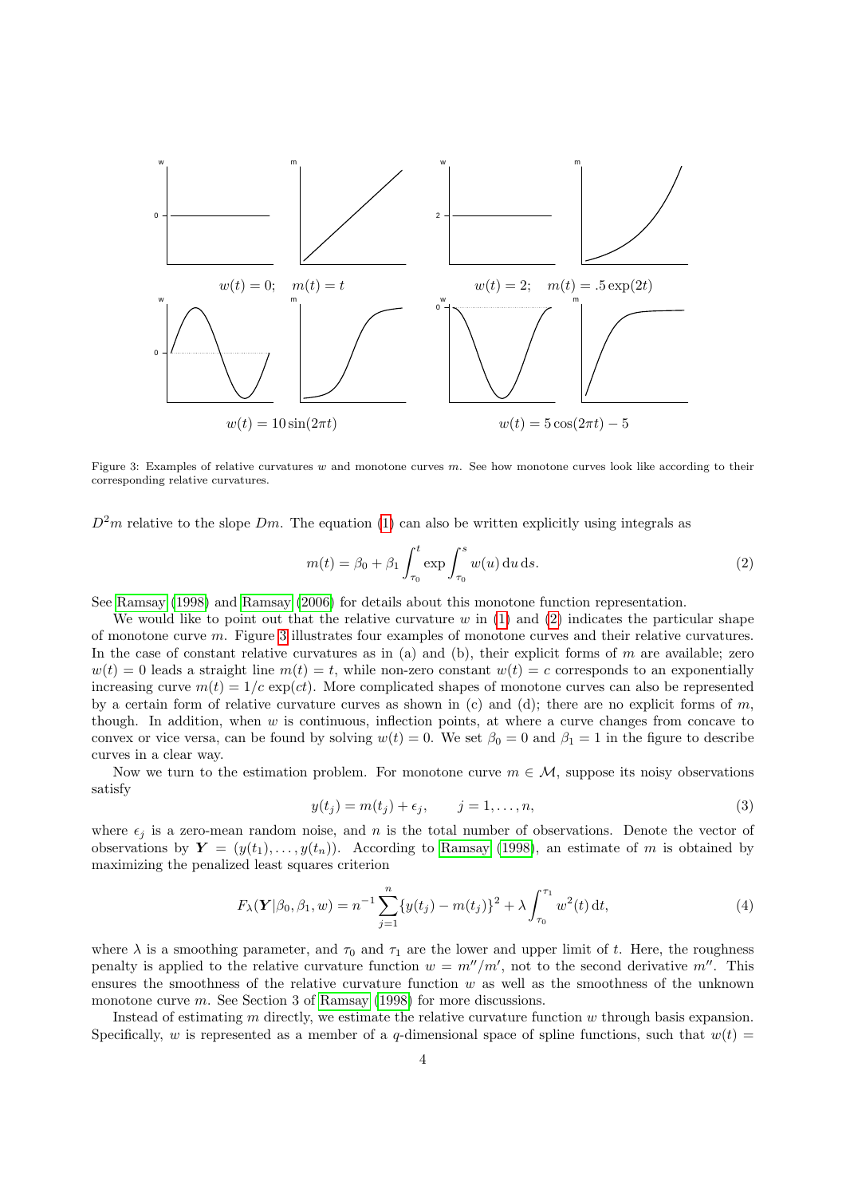$w(t) = 0; \quad m(t) = t$

$w(t) = 2; \quad m(t) = .5\exp(2t)$

$w(t) = 10\sin(2\pi t)$

$w(t) = 5\cos(2\pi t) - 5$

Figure 3: Examples of relative curvatures $w$ and monotone curves $m$. See how monotone curves look like according to their corresponding relative curvatures.

$D^2 m$ relative to the slope $Dm$. The equation (1) can also be written explicitly using integrals as

$$m(t) = \beta_0 + \beta_1 \int_{\tau_0}^{t} \exp \int_{\tau_0}^{s} w(u)\,\mathrm{d}u\,\mathrm{d}s. \tag{2}$$

See Ramsay (1998) and Ramsay (2006) for details about this monotone function representation.

We would like to point out that the relative curvature $w$ in (1) and (2) indicates the particular shape of monotone curve $m$. Figure 3 illustrates four examples of monotone curves and their relative curvatures. In the case of constant relative curvatures as in (a) and (b), their explicit forms of $m$ are available; zero $w(t) = 0$ leads a straight line $m(t) = t$, while non-zero constant $w(t) = c$ corresponds to an exponentially increasing curve $m(t) = 1/c\exp(ct)$. More complicated shapes of monotone curves can also be represented by a certain form of relative curvature curves as shown in (c) and (d); there are no explicit forms of $m$, though. In addition, when $w$ is continuous, inflection points, at where a curve changes from concave to convex or vice versa, can be found by solving $w(t) = 0$. We set $\beta_0 = 0$ and $\beta_1 = 1$ in the figure to describe curves in a clear way.

Now we turn to the estimation problem. For monotone curve $m \in \mathcal{M}$, suppose its noisy observations satisfy

$$y(t_j) = m(t_j) + \epsilon_j, \qquad j = 1, \ldots, n, \tag{3}$$

where $\epsilon_j$ is a zero-mean random noise, and $n$ is the total number of observations. Denote the vector of observations by $\boldsymbol{Y} = (y(t_1), \ldots, y(t_n))$. According to Ramsay (1998), an estimate of $m$ is obtained by maximizing the penalized least squares criterion

$$F_\lambda(\boldsymbol{Y}|\beta_0, \beta_1, w) = n^{-1} \sum_{j=1}^{n} \{y(t_j) - m(t_j)\}^2 + \lambda \int_{\tau_0}^{\tau_1} w^2(t)\,\mathrm{d}t, \tag{4}$$

where $\lambda$ is a smoothing parameter, and $\tau_0$ and $\tau_1$ are the lower and upper limit of $t$. Here, the roughness penalty is applied to the relative curvature function $w = m''/m'$, not to the second derivative $m''$. This ensures the smoothness of the relative curvature function $w$ as well as the smoothness of the unknown monotone curve $m$. See Section 3 of Ramsay (1998) for more discussions.

Instead of estimating $m$ directly, we estimate the relative curvature function $w$ through basis expansion. Specifically, $w$ is represented as a member of a $q$-dimensional space of spline functions, such that $w(t) =$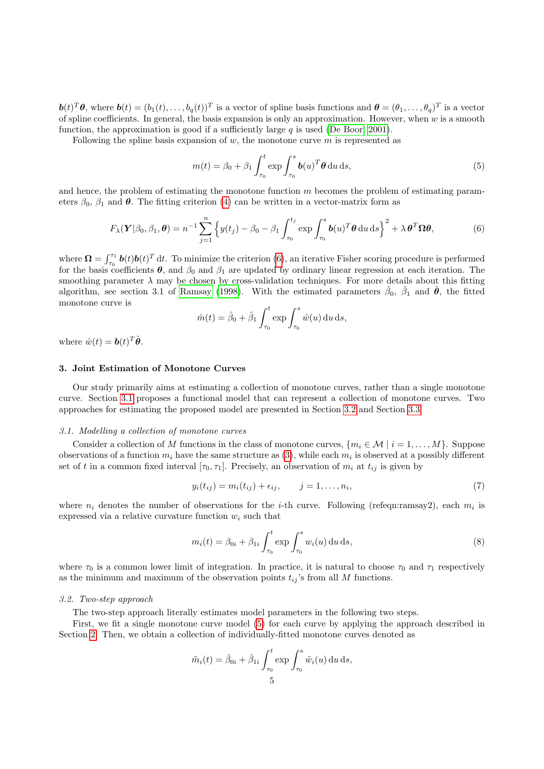$\boldsymbol{b}(t)^T\boldsymbol{\theta}$, where $\boldsymbol{b}(t) = (b_1(t), \ldots, b_q(t))^T$ is a vector of spline basis functions and $\boldsymbol{\theta} = (\theta_1, \ldots, \theta_q)^T$ is a vector of spline coefficients. In general, the basis expansion is only an approximation. However, when $w$ is a smooth function, the approximation is good if a sufficiently large $q$ is used (De Boor, 2001).

Following the spline basis expansion of $w$, the monotone curve $m$ is represented as

$$m(t) = \beta_0 + \beta_1 \int_{\tau_0}^{t} \exp \int_{\tau_0}^{s} \boldsymbol{b}(u)^T \boldsymbol{\theta} \, \mathrm{d}u \, \mathrm{d}s, \tag{5}$$

and hence, the problem of estimating the monotone function $m$ becomes the problem of estimating parameters $\beta_0$, $\beta_1$ and $\boldsymbol{\theta}$. The fitting criterion (4) can be written in a vector-matrix form as

$$F_\lambda(\boldsymbol{Y}|\beta_0, \beta_1, \boldsymbol{\theta}) = n^{-1} \sum_{j=1}^{n} \left\{ y(t_j) - \beta_0 - \beta_1 \int_{\tau_0}^{t_j} \exp \int_{\tau_0}^{s} \boldsymbol{b}(u)^T \boldsymbol{\theta} \, \mathrm{d}u \, \mathrm{d}s \right\}^2 + \lambda \, \boldsymbol{\theta}^T \boldsymbol{\Omega} \boldsymbol{\theta}, \tag{6}$$

where $\boldsymbol{\Omega} = \int_{\tau_0}^{\tau_1} \boldsymbol{b}(t)\boldsymbol{b}(t)^T \, \mathrm{d}t$. To minimize the criterion (6), an iterative Fisher scoring procedure is performed for the basis coefficients $\boldsymbol{\theta}$, and $\beta_0$ and $\beta_1$ are updated by ordinary linear regression at each iteration. The smoothing parameter $\lambda$ may be chosen by cross-validation techniques. For more details about this fitting algorithm, see section 3.1 of Ramsay (1998). With the estimated parameters $\hat{\beta}_0$, $\hat{\beta}_1$ and $\hat{\boldsymbol{\theta}}$, the fitted monotone curve is

$$\hat{m}(t) = \hat{\beta}_0 + \hat{\beta}_1 \int_{\tau_0}^{t} \exp \int_{\tau_0}^{s} \hat{w}(u) \, \mathrm{d}u \, \mathrm{d}s,$$

where $\hat{w}(t) = \boldsymbol{b}(t)^T \hat{\boldsymbol{\theta}}$.

## 3. Joint Estimation of Monotone Curves

Our study primarily aims at estimating a collection of monotone curves, rather than a single monotone curve. Section 3.1 proposes a functional model that can represent a collection of monotone curves. Two approaches for estimating the proposed model are presented in Section 3.2 and Section 3.3.

### *3.1. Modelling a collection of monotone curves*

Consider a collection of $M$ functions in the class of monotone curves, $\{m_i \in \mathcal{M} \mid i = 1, \ldots, M\}$. Suppose observations of a function $m_i$ have the same structure as (3), while each $m_i$ is observed at a possibly different set of $t$ in a common fixed interval $[\tau_0, \tau_1]$. Precisely, an observation of $m_i$ at $t_{ij}$ is given by

$$y_i(t_{ij}) = m_i(t_{ij}) + \epsilon_{ij}, \qquad j = 1, \ldots, n_i, \tag{7}$$

where $n_i$ denotes the number of observations for the $i$-th curve. Following (refeqn:ramsay2), each $m_i$ is expressed via a relative curvature function $w_i$ such that

$$m_i(t) = \beta_{0i} + \beta_{1i} \int_{\tau_0}^{t} \exp \int_{\tau_0}^{s} w_i(u) \, \mathrm{d}u \, \mathrm{d}s, \tag{8}$$

where $\tau_0$ is a common lower limit of integration. In practice, it is natural to choose $\tau_0$ and $\tau_1$ respectively as the minimum and maximum of the observation points $t_{ij}$'s from all $M$ functions.

### *3.2. Two-step approach*

The two-step approach literally estimates model parameters in the following two steps.

First, we fit a single monotone curve model (5) for each curve by applying the approach described in Section 2. Then, we obtain a collection of individually-fitted monotone curves denoted as

$$\tilde{m}_i(t) = \hat{\beta}_{0i} + \hat{\beta}_{1i} \int_{\tau_0}^{t} \exp \int_{\tau_0}^{s} \tilde{w}_i(u) \, \mathrm{d}u \, \mathrm{d}s,$$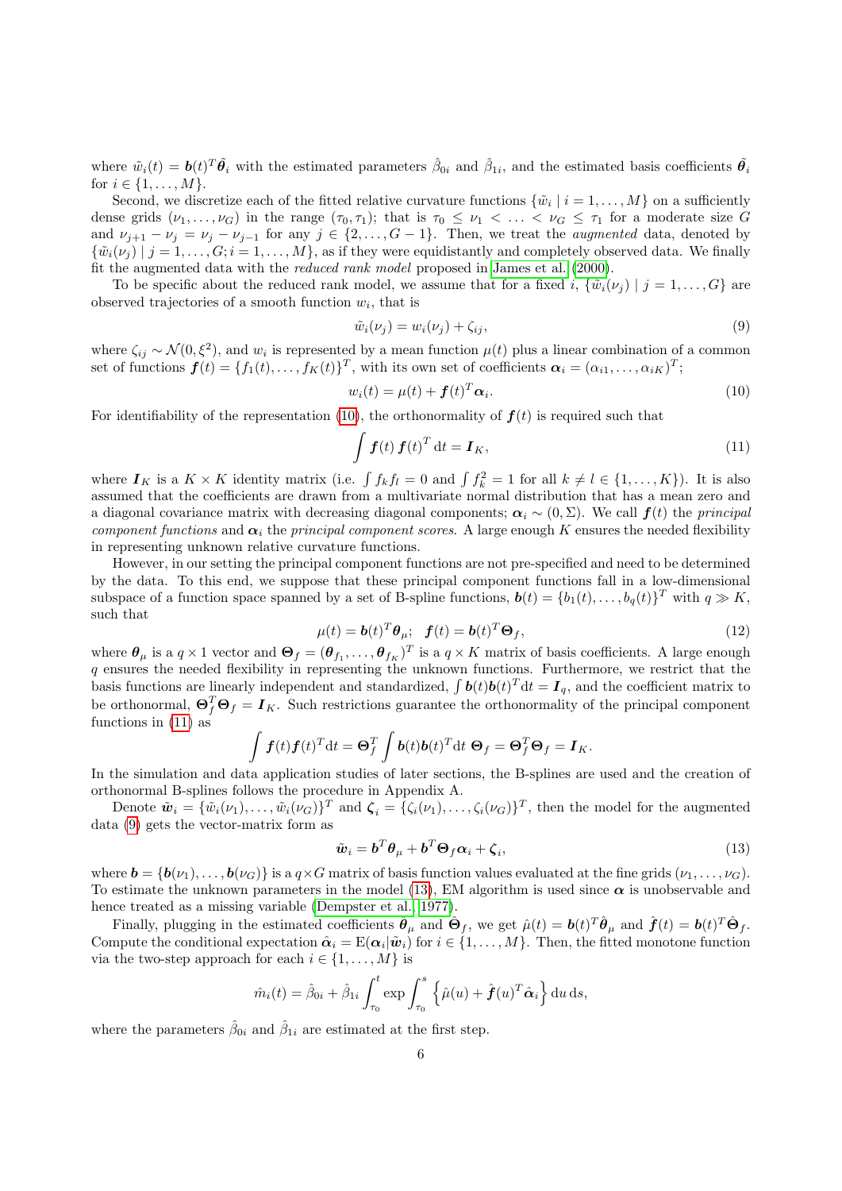where $\tilde{w}_i(t) = \boldsymbol{b}(t)^T\tilde{\boldsymbol{\theta}}_i$ with the estimated parameters $\hat{\beta}_{0i}$ and $\hat{\beta}_{1i}$, and the estimated basis coefficients $\tilde{\boldsymbol{\theta}}_i$ for $i \in \{1,\ldots,M\}$.

Second, we discretize each of the fitted relative curvature functions $\{\tilde{w}_i \mid i = 1,\ldots,M\}$ on a sufficiently dense grids $(\nu_1,\ldots,\nu_G)$ in the range $(\tau_0,\tau_1)$; that is $\tau_0 \leq \nu_1 < \ldots < \nu_G \leq \tau_1$ for a moderate size $G$ and $\nu_{j+1} - \nu_j = \nu_j - \nu_{j-1}$ for any $j \in \{2,\ldots,G-1\}$. Then, we treat the *augmented* data, denoted by $\{\tilde{w}_i(\nu_j) \mid j = 1,\ldots,G; i = 1,\ldots,M\}$, as if they were equidistantly and completely observed data. We finally fit the augmented data with the *reduced rank model* proposed in James et al. (2000).

To be specific about the reduced rank model, we assume that for a fixed $i$, $\{\tilde{w}_i(\nu_j) \mid j = 1,\ldots,G\}$ are observed trajectories of a smooth function $w_i$, that is

$$\tilde{w}_i(\nu_j) = w_i(\nu_j) + \zeta_{ij}, \tag{9}$$

where $\zeta_{ij} \sim \mathcal{N}(0,\xi^2)$, and $w_i$ is represented by a mean function $\mu(t)$ plus a linear combination of a common set of functions $\boldsymbol{f}(t) = \{f_1(t),\ldots,f_K(t)\}^T$, with its own set of coefficients $\boldsymbol{\alpha}_i = (\alpha_{i1},\ldots,\alpha_{iK})^T$;

$$w_i(t) = \mu(t) + \boldsymbol{f}(t)^T\boldsymbol{\alpha}_i. \tag{10}$$

For identifiability of the representation (10), the orthonormality of $\boldsymbol{f}(t)$ is required such that

$$\int \boldsymbol{f}(t)\,\boldsymbol{f}(t)^T\,\mathrm{d}t = \boldsymbol{I}_K, \tag{11}$$

where $\boldsymbol{I}_K$ is a $K \times K$ identity matrix (i.e. $\int f_k f_l = 0$ and $\int f_k^2 = 1$ for all $k \neq l \in \{1,\ldots,K\}$). It is also assumed that the coefficients are drawn from a multivariate normal distribution that has a mean zero and a diagonal covariance matrix with decreasing diagonal components; $\boldsymbol{\alpha}_i \sim (0,\Sigma)$. We call $\boldsymbol{f}(t)$ the *principal component functions* and $\boldsymbol{\alpha}_i$ the *principal component scores*. A large enough $K$ ensures the needed flexibility in representing unknown relative curvature functions.

However, in our setting the principal component functions are not pre-specified and need to be determined by the data. To this end, we suppose that these principal component functions fall in a low-dimensional subspace of a function space spanned by a set of B-spline functions, $\boldsymbol{b}(t) = \{b_1(t),\ldots,b_q(t)\}^T$ with $q \gg K$, such that

$$\mu(t) = \boldsymbol{b}(t)^T\boldsymbol{\theta}_\mu; \quad \boldsymbol{f}(t) = \boldsymbol{b}(t)^T\boldsymbol{\Theta}_f, \tag{12}$$

where $\boldsymbol{\theta}_\mu$ is a $q \times 1$ vector and $\boldsymbol{\Theta}_f = (\boldsymbol{\theta}_{f_1},\ldots,\boldsymbol{\theta}_{f_K})^T$ is a $q \times K$ matrix of basis coefficients. A large enough $q$ ensures the needed flexibility in representing the unknown functions. Furthermore, we restrict that the basis functions are linearly independent and standardized, $\int \boldsymbol{b}(t)\boldsymbol{b}(t)^T\mathrm{d}t = \boldsymbol{I}_q$, and the coefficient matrix to be orthonormal, $\boldsymbol{\Theta}_f^T\boldsymbol{\Theta}_f = \boldsymbol{I}_K$. Such restrictions guarantee the orthonormality of the principal component functions in (11) as

$$\int \boldsymbol{f}(t)\boldsymbol{f}(t)^T\mathrm{d}t = \boldsymbol{\Theta}_f^T \int \boldsymbol{b}(t)\boldsymbol{b}(t)^T\mathrm{d}t\ \boldsymbol{\Theta}_f = \boldsymbol{\Theta}_f^T\boldsymbol{\Theta}_f = \boldsymbol{I}_K.$$

In the simulation and data application studies of later sections, the B-splines are used and the creation of orthonormal B-splines follows the procedure in Appendix A.

Denote $\tilde{\boldsymbol{w}}_i = \{\tilde{w}_i(\nu_1),\ldots,\tilde{w}_i(\nu_G)\}^T$ and $\boldsymbol{\zeta}_i = \{\zeta_i(\nu_1),\ldots,\zeta_i(\nu_G)\}^T$, then the model for the augmented data (9) gets the vector-matrix form as

$$\tilde{\boldsymbol{w}}_i = \boldsymbol{b}^T\boldsymbol{\theta}_\mu + \boldsymbol{b}^T\boldsymbol{\Theta}_f\boldsymbol{\alpha}_i + \boldsymbol{\zeta}_i, \tag{13}$$

where $\boldsymbol{b} = \{\boldsymbol{b}(\nu_1),\ldots,\boldsymbol{b}(\nu_G)\}$ is a $q \times G$ matrix of basis function values evaluated at the fine grids $(\nu_1,\ldots,\nu_G)$. To estimate the unknown parameters in the model (13), EM algorithm is used since $\boldsymbol{\alpha}$ is unobservable and hence treated as a missing variable (Dempster et al., 1977).

Finally, plugging in the estimated coefficients $\hat{\boldsymbol{\theta}}_\mu$ and $\hat{\boldsymbol{\Theta}}_f$, we get $\hat{\mu}(t) = \boldsymbol{b}(t)^T\hat{\boldsymbol{\theta}}_\mu$ and $\hat{\boldsymbol{f}}(t) = \boldsymbol{b}(t)^T\hat{\boldsymbol{\Theta}}_f$. Compute the conditional expectation $\hat{\boldsymbol{\alpha}}_i = \mathrm{E}(\boldsymbol{\alpha}_i|\tilde{\boldsymbol{w}}_i)$ for $i \in \{1,\ldots,M\}$. Then, the fitted monotone function via the two-step approach for each $i \in \{1,\ldots,M\}$ is

$$\hat{m}_i(t) = \hat{\beta}_{0i} + \hat{\beta}_{1i}\int_{\tau_0}^{t}\exp\int_{\tau_0}^{s}\left\{\hat{\mu}(u) + \hat{\boldsymbol{f}}(u)^T\hat{\boldsymbol{\alpha}}_i\right\}\mathrm{d}u\,\mathrm{d}s,$$

where the parameters $\hat{\beta}_{0i}$ and $\hat{\beta}_{1i}$ are estimated at the first step.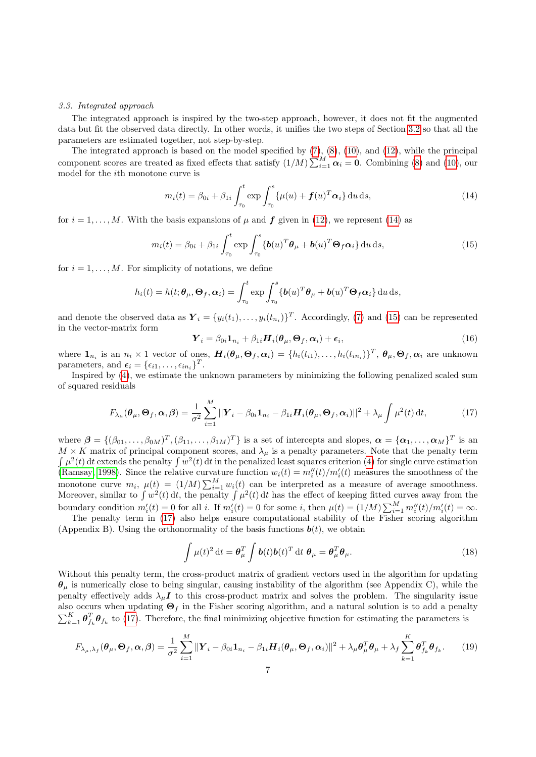### 3.3. Integrated approach

The integrated approach is inspired by the two-step approach, however, it does not fit the augmented data but fit the observed data directly. In other words, it unifies the two steps of Section 3.2 so that all the parameters are estimated together, not step-by-step.

The integrated approach is based on the model specified by (7), (8), (10), and (12), while the principal component scores are treated as fixed effects that satisfy $(1/M)\sum_{i=1}^{M}\boldsymbol{\alpha}_i = \mathbf{0}$. Combining (8) and (10), our model for the $i$th monotone curve is

$$m_i(t) = \beta_{0i} + \beta_{1i}\int_{\tau_0}^{t} \exp \int_{\tau_0}^{s} \{\mu(u) + \boldsymbol{f}(u)^T\boldsymbol{\alpha}_i\}\,\mathrm{d}u\,\mathrm{d}s, \tag{14}$$

for $i = 1,\ldots,M$. With the basis expansions of $\mu$ and $\boldsymbol{f}$ given in (12), we represent (14) as

$$m_i(t) = \beta_{0i} + \beta_{1i}\int_{\tau_0}^{t} \exp \int_{\tau_0}^{s} \{\boldsymbol{b}(u)^T\boldsymbol{\theta}_\mu + \boldsymbol{b}(u)^T\boldsymbol{\Theta}_f\boldsymbol{\alpha}_i\}\,\mathrm{d}u\,\mathrm{d}s, \tag{15}$$

for $i = 1,\ldots,M$. For simplicity of notations, we define

$$h_i(t) = h(t;\boldsymbol{\theta}_\mu,\boldsymbol{\Theta}_f,\boldsymbol{\alpha}_i) = \int_{\tau_0}^{t} \exp \int_{\tau_0}^{s} \{\boldsymbol{b}(u)^T\boldsymbol{\theta}_\mu + \boldsymbol{b}(u)^T\boldsymbol{\Theta}_f\boldsymbol{\alpha}_i\}\,\mathrm{d}u\,\mathrm{d}s,$$

and denote the observed data as $\boldsymbol{Y}_i = \{y_i(t_1),\ldots,y_i(t_{n_i})\}^T$. Accordingly, (7) and (15) can be represented in the vector-matrix form

$$\boldsymbol{Y}_i = \beta_{0i}\mathbf{1}_{n_i} + \beta_{1i}\boldsymbol{H}_i(\boldsymbol{\theta}_\mu,\boldsymbol{\Theta}_f,\boldsymbol{\alpha}_i) + \boldsymbol{\epsilon}_i, \tag{16}$$

where $\mathbf{1}_{n_i}$ is an $n_i \times 1$ vector of ones, $\boldsymbol{H}_i(\boldsymbol{\theta}_\mu,\boldsymbol{\Theta}_f,\boldsymbol{\alpha}_i) = \{h_i(t_{i1}),\ldots,h_i(t_{in_i})\}^T$, $\boldsymbol{\theta}_\mu,\boldsymbol{\Theta}_f,\boldsymbol{\alpha}_i$ are unknown parameters, and $\boldsymbol{\epsilon}_i = \{\epsilon_{i1},\ldots,\epsilon_{in_i}\}^T$.

Inspired by (4), we estimate the unknown parameters by minimizing the following penalized scaled sum of squared residuals

$$F_{\lambda_\mu}(\boldsymbol{\theta}_\mu,\boldsymbol{\Theta}_f,\boldsymbol{\alpha},\boldsymbol{\beta}) = \frac{1}{\sigma^2}\sum_{i=1}^{M}||\boldsymbol{Y}_i - \beta_{0i}\mathbf{1}_{n_i} - \beta_{1i}\boldsymbol{H}_i(\boldsymbol{\theta}_\mu,\boldsymbol{\Theta}_f,\boldsymbol{\alpha}_i)||^2 + \lambda_\mu\int\mu^2(t)\,\mathrm{d}t, \tag{17}$$

where $\boldsymbol{\beta} = \{(\beta_{01},\ldots,\beta_{0M})^T,(\beta_{11},\ldots,\beta_{1M})^T\}$ is a set of intercepts and slopes, $\boldsymbol{\alpha} = \{\boldsymbol{\alpha}_1,\ldots,\boldsymbol{\alpha}_M\}^T$ is an $M \times K$ matrix of principal component scores, and $\lambda_\mu$ is a penalty parameters. Note that the penalty term $\int\mu^2(t)\,\mathrm{d}t$ extends the penalty $\int w^2(t)\,\mathrm{d}t$ in the penalized least squares criterion (4) for single curve estimation (Ramsay, 1998). Since the relative curvature function $w_i(t) = m_i''(t)/m_i'(t)$ measures the smoothness of the monotone curve $m_i$, $\mu(t) = (1/M)\sum_{i=1}^{M} w_i(t)$ can be interpreted as a measure of average smoothness. Moreover, similar to $\int w^2(t)\,\mathrm{d}t$, the penalty $\int\mu^2(t)\,\mathrm{d}t$ has the effect of keeping fitted curves away from the boundary condition $m_i'(t) = 0$ for all $i$. If $m_i'(t) = 0$ for some $i$, then $\mu(t) = (1/M)\sum_{i=1}^{M} m_i''(t)/m_i'(t) = \infty$.

The penalty term in (17) also helps ensure computational stability of the Fisher scoring algorithm (Appendix B). Using the orthonormality of the basis functions $\boldsymbol{b}(t)$, we obtain

$$\int\mu(t)^2\,\mathrm{d}t = \boldsymbol{\theta}_\mu^T\int\boldsymbol{b}(t)\boldsymbol{b}(t)^T\,\mathrm{d}t\;\boldsymbol{\theta}_\mu = \boldsymbol{\theta}_\mu^T\boldsymbol{\theta}_\mu. \tag{18}$$

Without this penalty term, the cross-product matrix of gradient vectors used in the algorithm for updating $\boldsymbol{\theta}_\mu$ is numerically close to being singular, causing instability of the algorithm (see Appendix C), while the penalty effectively adds $\lambda_\mu\boldsymbol{I}$ to this cross-product matrix and solves the problem. The singularity issue also occurs when updating $\boldsymbol{\Theta}_f$ in the Fisher scoring algorithm, and a natural solution is to add a penalty $\sum_{k=1}^{K}\boldsymbol{\theta}_{f_k}^T\boldsymbol{\theta}_{f_k}$ to (17). Therefore, the final minimizing objective function for estimating the parameters is

$$F_{\lambda_\mu,\lambda_f}(\boldsymbol{\theta}_\mu,\boldsymbol{\Theta}_f,\boldsymbol{\alpha},\boldsymbol{\beta}) = \frac{1}{\sigma^2}\sum_{i=1}^{M}\|\boldsymbol{Y}_i - \beta_{0i}\mathbf{1}_{n_i} - \beta_{1i}\boldsymbol{H}_i(\boldsymbol{\theta}_\mu,\boldsymbol{\Theta}_f,\boldsymbol{\alpha}_i)\|^2 + \lambda_\mu\boldsymbol{\theta}_\mu^T\boldsymbol{\theta}_\mu + \lambda_f\sum_{k=1}^{K}\boldsymbol{\theta}_{f_k}^T\boldsymbol{\theta}_{f_k}. \tag{19}$$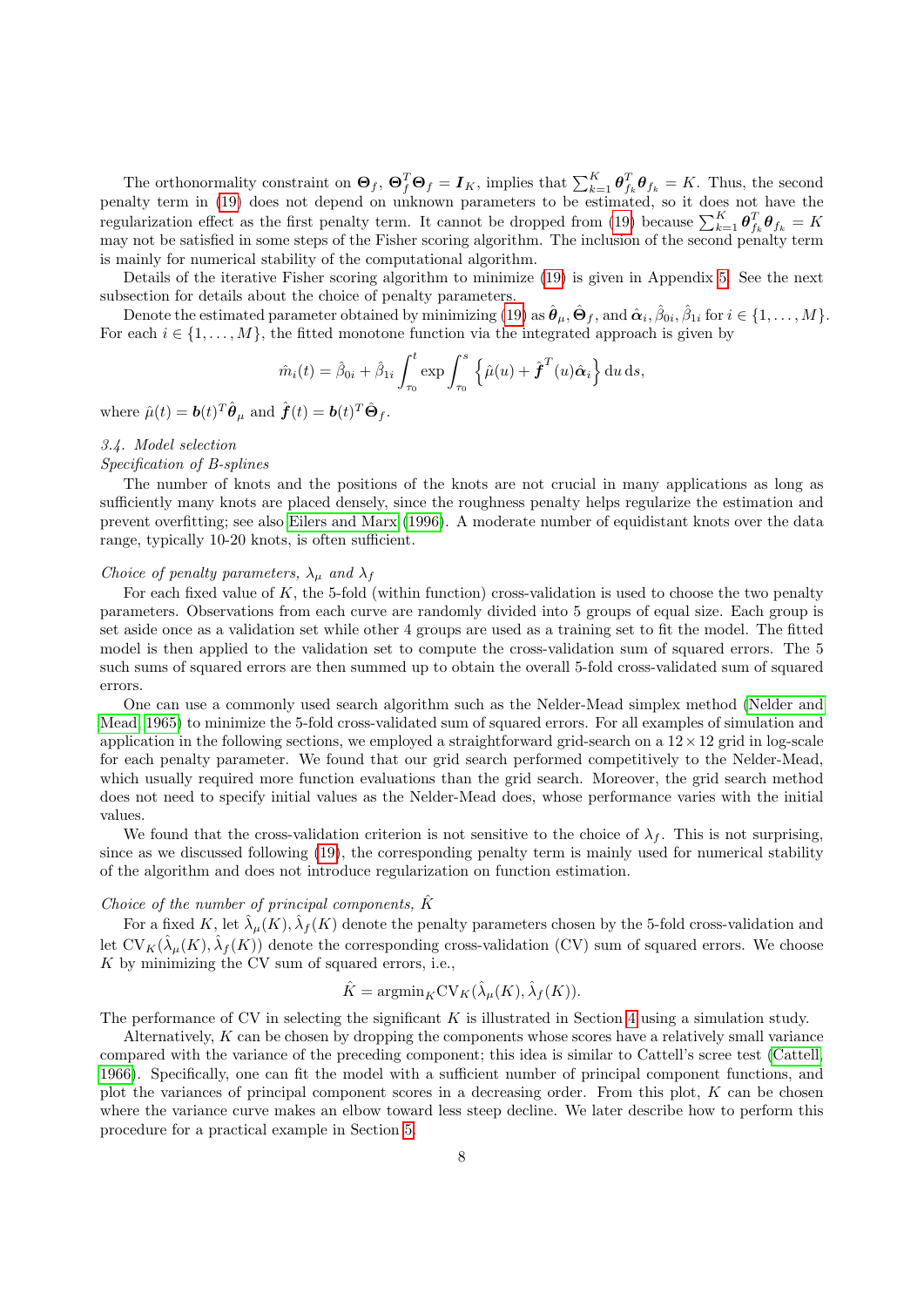The orthonormality constraint on $\boldsymbol{\Theta}_f$, $\boldsymbol{\Theta}_f^T\boldsymbol{\Theta}_f = \boldsymbol{I}_K$, implies that $\sum_{k=1}^K \boldsymbol{\theta}_{f_k}^T\boldsymbol{\theta}_{f_k} = K$. Thus, the second penalty term in (19) does not depend on unknown parameters to be estimated, so it does not have the regularization effect as the first penalty term. It cannot be dropped from (19) because $\sum_{k=1}^K \boldsymbol{\theta}_{f_k}^T\boldsymbol{\theta}_{f_k} = K$ may not be satisfied in some steps of the Fisher scoring algorithm. The inclusion of the second penalty term is mainly for numerical stability of the computational algorithm.

Details of the iterative Fisher scoring algorithm to minimize (19) is given in Appendix 5. See the next subsection for details about the choice of penalty parameters.

Denote the estimated parameter obtained by minimizing (19) as $\hat{\boldsymbol{\theta}}_\mu, \hat{\boldsymbol{\Theta}}_f$, and $\hat{\boldsymbol{\alpha}}_i, \hat{\beta}_{0i}, \hat{\beta}_{1i}$ for $i \in \{1, \dots, M\}$. For each $i \in \{1, \dots, M\}$, the fitted monotone function via the integrated approach is given by

$$\hat{m}_i(t) = \hat{\beta}_{0i} + \hat{\beta}_{1i}\int_{\tau_0}^t \exp\int_{\tau_0}^s \left\{\hat{\mu}(u) + \hat{\boldsymbol{f}}^T(u)\hat{\boldsymbol{\alpha}}_i\right\} \mathrm{d}u\, \mathrm{d}s,$$

where $\hat{\mu}(t) = \boldsymbol{b}(t)^T\hat{\boldsymbol{\theta}}_\mu$ and $\hat{\boldsymbol{f}}(t) = \boldsymbol{b}(t)^T\hat{\boldsymbol{\Theta}}_f$.

### *3.4. Model selection*

*Specification of B-splines*

The number of knots and the positions of the knots are not crucial in many applications as long as sufficiently many knots are placed densely, since the roughness penalty helps regularize the estimation and prevent overfitting; see also Eilers and Marx (1996). A moderate number of equidistant knots over the data range, typically 10-20 knots, is often sufficient.

*Choice of penalty parameters, $\lambda_\mu$ and $\lambda_f$*

For each fixed value of $K$, the 5-fold (within function) cross-validation is used to choose the two penalty parameters. Observations from each curve are randomly divided into 5 groups of equal size. Each group is set aside once as a validation set while other 4 groups are used as a training set to fit the model. The fitted model is then applied to the validation set to compute the cross-validation sum of squared errors. The 5 such sums of squared errors are then summed up to obtain the overall 5-fold cross-validated sum of squared errors.

One can use a commonly used search algorithm such as the Nelder-Mead simplex method (Nelder and Mead, 1965) to minimize the 5-fold cross-validated sum of squared errors. For all examples of simulation and application in the following sections, we employed a straightforward grid-search on a $12 \times 12$ grid in log-scale for each penalty parameter. We found that our grid search performed competitively to the Nelder-Mead, which usually required more function evaluations than the grid search. Moreover, the grid search method does not need to specify initial values as the Nelder-Mead does, whose performance varies with the initial values.

We found that the cross-validation criterion is not sensitive to the choice of $\lambda_f$. This is not surprising, since as we discussed following (19), the corresponding penalty term is mainly used for numerical stability of the algorithm and does not introduce regularization on function estimation.

*Choice of the number of principal components, $\hat{K}$*

For a fixed $K$, let $\hat{\lambda}_\mu(K), \hat{\lambda}_f(K)$ denote the penalty parameters chosen by the 5-fold cross-validation and let $\mathrm{CV}_K(\hat{\lambda}_\mu(K), \hat{\lambda}_f(K))$ denote the corresponding cross-validation (CV) sum of squared errors. We choose $K$ by minimizing the CV sum of squared errors, i.e.,

$$\hat{K} = \mathrm{argmin}_K \mathrm{CV}_K(\hat{\lambda}_\mu(K), \hat{\lambda}_f(K)).$$

The performance of CV in selecting the significant $K$ is illustrated in Section 4 using a simulation study.

Alternatively, $K$ can be chosen by dropping the components whose scores have a relatively small variance compared with the variance of the preceding component; this idea is similar to Cattell's scree test (Cattell, 1966). Specifically, one can fit the model with a sufficient number of principal component functions, and plot the variances of principal component scores in a decreasing order. From this plot, $K$ can be chosen where the variance curve makes an elbow toward less steep decline. We later describe how to perform this procedure for a practical example in Section 5.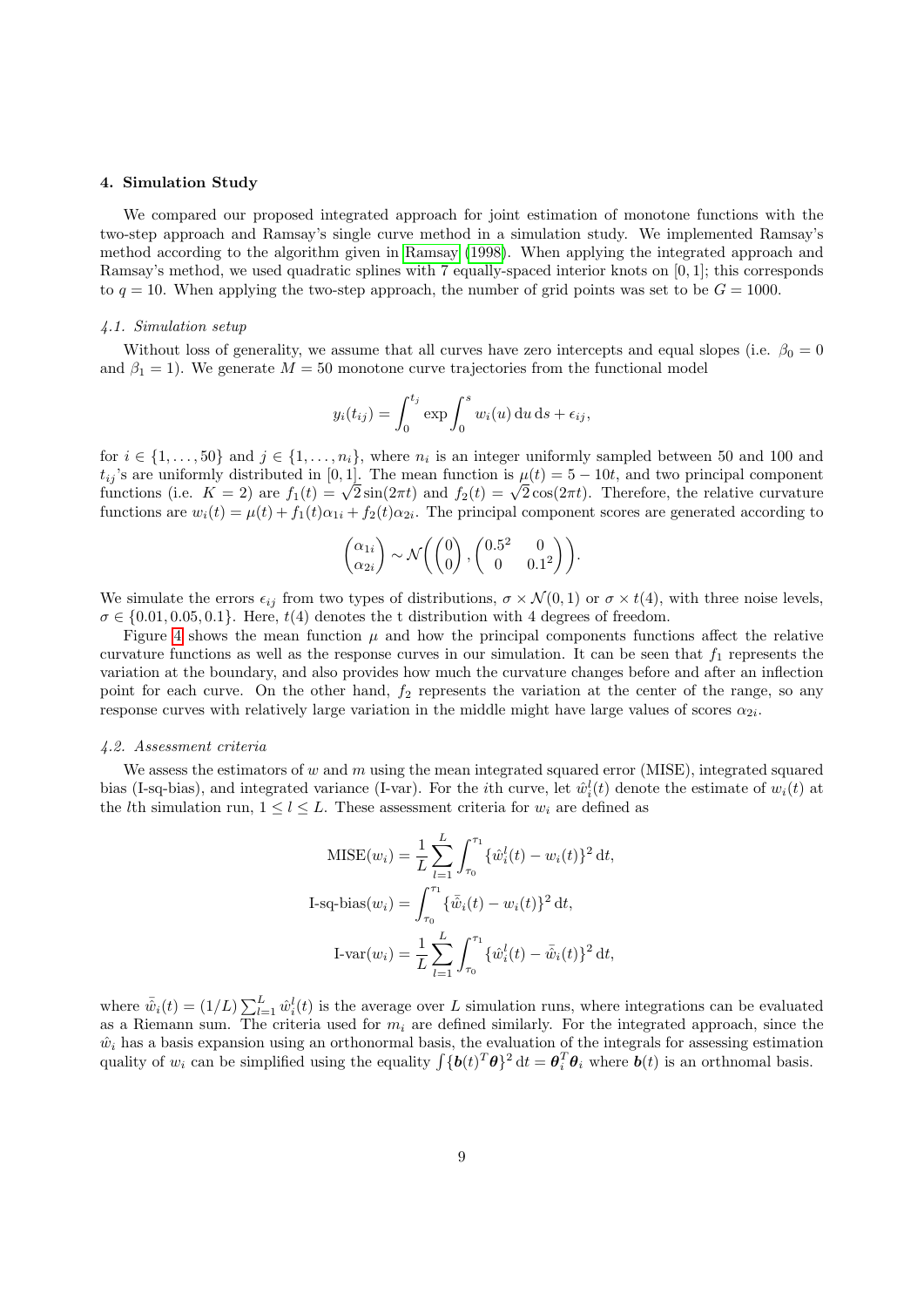### 4. Simulation Study

We compared our proposed integrated approach for joint estimation of monotone functions with the two-step approach and Ramsay's single curve method in a simulation study. We implemented Ramsay's method according to the algorithm given in Ramsay (1998). When applying the integrated approach and Ramsay's method, we used quadratic splines with 7 equally-spaced interior knots on $[0, 1]$; this corresponds to $q = 10$. When applying the two-step approach, the number of grid points was set to be $G = 1000$.

#### *4.1. Simulation setup*

Without loss of generality, we assume that all curves have zero intercepts and equal slopes (i.e. $\beta_0 = 0$ and $\beta_1 = 1$). We generate $M = 50$ monotone curve trajectories from the functional model

$$y_i(t_{ij}) = \int_0^{t_j} \exp \int_0^s w_i(u)\, \mathrm{d}u\, \mathrm{d}s + \epsilon_{ij},$$

for $i \in \{1, \ldots, 50\}$ and $j \in \{1, \ldots, n_i\}$, where $n_i$ is an integer uniformly sampled between 50 and 100 and $t_{ij}$'s are uniformly distributed in $[0, 1]$. The mean function is $\mu(t) = 5 - 10t$, and two principal component functions (i.e. $K = 2$) are $f_1(t) = \sqrt{2}\sin(2\pi t)$ and $f_2(t) = \sqrt{2}\cos(2\pi t)$. Therefore, the relative curvature functions are $w_i(t) = \mu(t) + f_1(t)\alpha_{1i} + f_2(t)\alpha_{2i}$. The principal component scores are generated according to

$$\begin{pmatrix} \alpha_{1i} \\ \alpha_{2i} \end{pmatrix} \sim \mathcal{N}\left( \begin{pmatrix} 0 \\ 0 \end{pmatrix}, \begin{pmatrix} 0.5^2 & 0 \\ 0 & 0.1^2 \end{pmatrix} \right).$$

We simulate the errors $\epsilon_{ij}$ from two types of distributions, $\sigma \times \mathcal{N}(0, 1)$ or $\sigma \times t(4)$, with three noise levels, $\sigma \in \{0.01, 0.05, 0.1\}$. Here, $t(4)$ denotes the t distribution with 4 degrees of freedom.

Figure 4 shows the mean function $\mu$ and how the principal components functions affect the relative curvature functions as well as the response curves in our simulation. It can be seen that $f_1$ represents the variation at the boundary, and also provides how much the curvature changes before and after an inflection point for each curve. On the other hand, $f_2$ represents the variation at the center of the range, so any response curves with relatively large variation in the middle might have large values of scores $\alpha_{2i}$.

#### *4.2. Assessment criteria*

We assess the estimators of $w$ and $m$ using the mean integrated squared error (MISE), integrated squared bias (I-sq-bias), and integrated variance (I-var). For the $i$th curve, let $\hat{w}_i^l(t)$ denote the estimate of $w_i(t)$ at the $l$th simulation run, $1 \le l \le L$. These assessment criteria for $w_i$ are defined as

$$\text{MISE}(w_i) = \frac{1}{L} \sum_{l=1}^{L} \int_{\tau_0}^{\tau_1} \{\hat{w}_i^l(t) - w_i(t)\}^2\, \mathrm{d}t,$$

$$\text{I-sq-bias}(w_i) = \int_{\tau_0}^{\tau_1} \{\bar{\hat{w}}_i(t) - w_i(t)\}^2\, \mathrm{d}t,$$

$$\text{I-var}(w_i) = \frac{1}{L} \sum_{l=1}^{L} \int_{\tau_0}^{\tau_1} \{\hat{w}_i^l(t) - \bar{\hat{w}}_i(t)\}^2\, \mathrm{d}t,$$

where $\bar{\hat{w}}_i(t) = (1/L) \sum_{l=1}^{L} \hat{w}_i^l(t)$ is the average over $L$ simulation runs, where integrations can be evaluated as a Riemann sum. The criteria used for $m_i$ are defined similarly. For the integrated approach, since the $\hat{w}_i$ has a basis expansion using an orthonormal basis, the evaluation of the integrals for assessing estimation quality of $w_i$ can be simplified using the equality $\int \{\boldsymbol{b}(t)^T \boldsymbol{\theta}\}^2\, \mathrm{d}t = \boldsymbol{\theta}_i^T \boldsymbol{\theta}_i$ where $\boldsymbol{b}(t)$ is an orthnomal basis.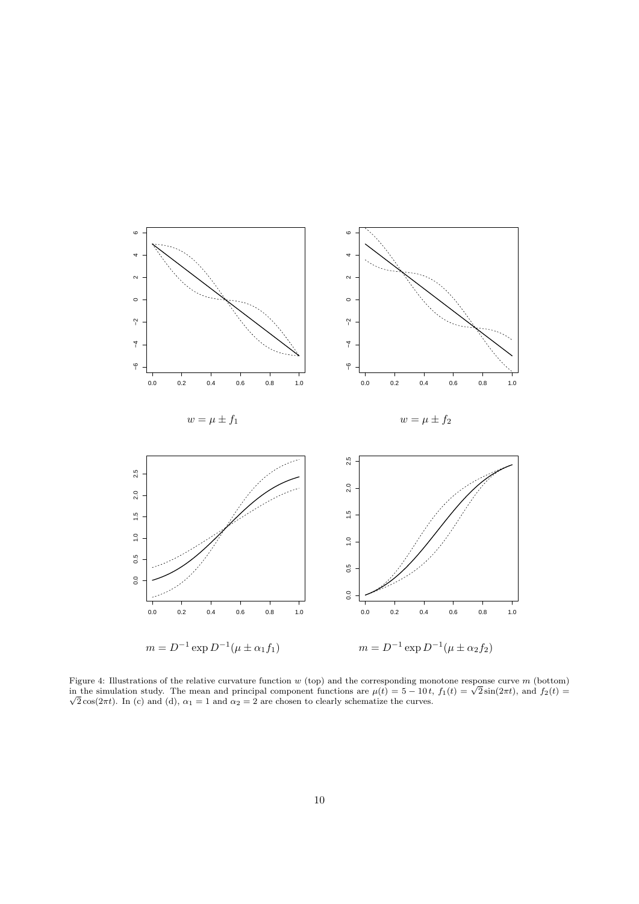$w = \mu \pm f_1$

$w = \mu \pm f_2$

$m = D^{-1} \exp D^{-1}(\mu \pm \alpha_1 f_1)$

$m = D^{-1} \exp D^{-1}(\mu \pm \alpha_2 f_2)$

Figure 4: Illustrations of the relative curvature function $w$ (top) and the corresponding monotone response curve $m$ (bottom) in the simulation study. The mean and principal component functions are $\mu(t) = 5 - 10\,t$, $f_1(t) = \sqrt{2}\sin(2\pi t)$, and $f_2(t) = \sqrt{2}\cos(2\pi t)$. In (c) and (d), $\alpha_1 = 1$ and $\alpha_2 = 2$ are chosen to clearly schematize the curves.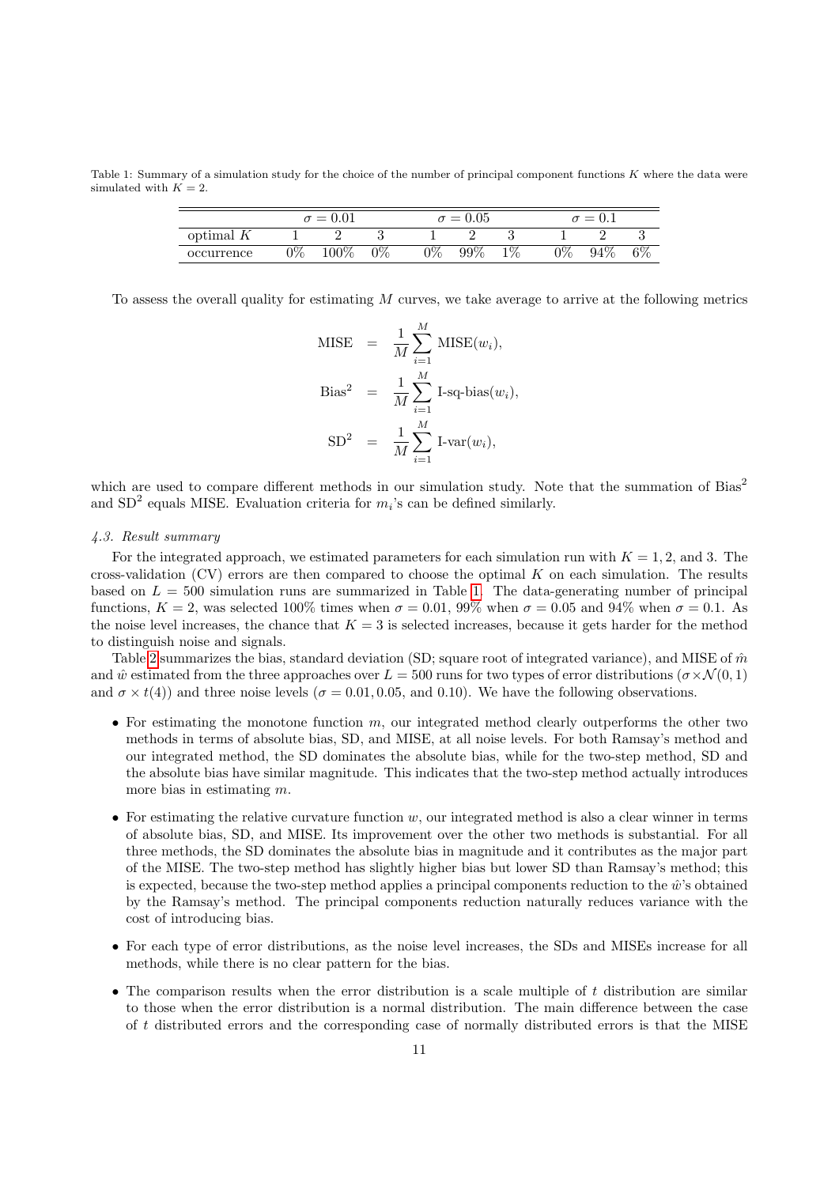Table 1: Summary of a simulation study for the choice of the number of principal component functions $K$ where the data were simulated with $K = 2$.

| | $\sigma = 0.01$ | | | $\sigma = 0.05$ | | | $\sigma = 0.1$ | | |
|---|---|---|---|---|---|---|---|---|---|
| optimal $K$ | 1 | 2 | 3 | 1 | 2 | 3 | 1 | 2 | 3 |
| occurrence | 0% | 100% | 0% | 0% | 99% | 1% | 0% | 94% | 6% |

To assess the overall quality for estimating $M$ curves, we take average to arrive at the following metrics

$$
\begin{aligned}
\text{MISE} &= \frac{1}{M}\sum_{i=1}^{M} \text{MISE}(w_i), \\
\text{Bias}^2 &= \frac{1}{M}\sum_{i=1}^{M} \text{I-sq-bias}(w_i), \\
\text{SD}^2 &= \frac{1}{M}\sum_{i=1}^{M} \text{I-var}(w_i),
\end{aligned}
$$

which are used to compare different methods in our simulation study. Note that the summation of $\text{Bias}^2$ and $\text{SD}^2$ equals MISE. Evaluation criteria for $m_i$'s can be defined similarly.

*4.3. Result summary*

For the integrated approach, we estimated parameters for each simulation run with $K = 1, 2$, and 3. The cross-validation (CV) errors are then compared to choose the optimal $K$ on each simulation. The results based on $L = 500$ simulation runs are summarized in Table 1. The data-generating number of principal functions, $K = 2$, was selected 100% times when $\sigma = 0.01$, 99% when $\sigma = 0.05$ and 94% when $\sigma = 0.1$. As the noise level increases, the chance that $K = 3$ is selected increases, because it gets harder for the method to distinguish noise and signals.

Table 2 summarizes the bias, standard deviation (SD; square root of integrated variance), and MISE of $\hat{m}$ and $\hat{w}$ estimated from the three approaches over $L = 500$ runs for two types of error distributions ($\sigma \times \mathcal{N}(0, 1)$ and $\sigma \times t(4)$) and three noise levels ($\sigma = 0.01, 0.05$, and 0.10). We have the following observations.

- For estimating the monotone function $m$, our integrated method clearly outperforms the other two methods in terms of absolute bias, SD, and MISE, at all noise levels. For both Ramsay's method and our integrated method, the SD dominates the absolute bias, while for the two-step method, SD and the absolute bias have similar magnitude. This indicates that the two-step method actually introduces more bias in estimating $m$.
- For estimating the relative curvature function $w$, our integrated method is also a clear winner in terms of absolute bias, SD, and MISE. Its improvement over the other two methods is substantial. For all three methods, the SD dominates the absolute bias in magnitude and it contributes as the major part of the MISE. The two-step method has slightly higher bias but lower SD than Ramsay's method; this is expected, because the two-step method applies a principal components reduction to the $\hat{w}$'s obtained by the Ramsay's method. The principal components reduction naturally reduces variance with the cost of introducing bias.
- For each type of error distributions, as the noise level increases, the SDs and MISEs increase for all methods, while there is no clear pattern for the bias.
- The comparison results when the error distribution is a scale multiple of $t$ distribution are similar to those when the error distribution is a normal distribution. The main difference between the case of $t$ distributed errors and the corresponding case of normally distributed errors is that the MISE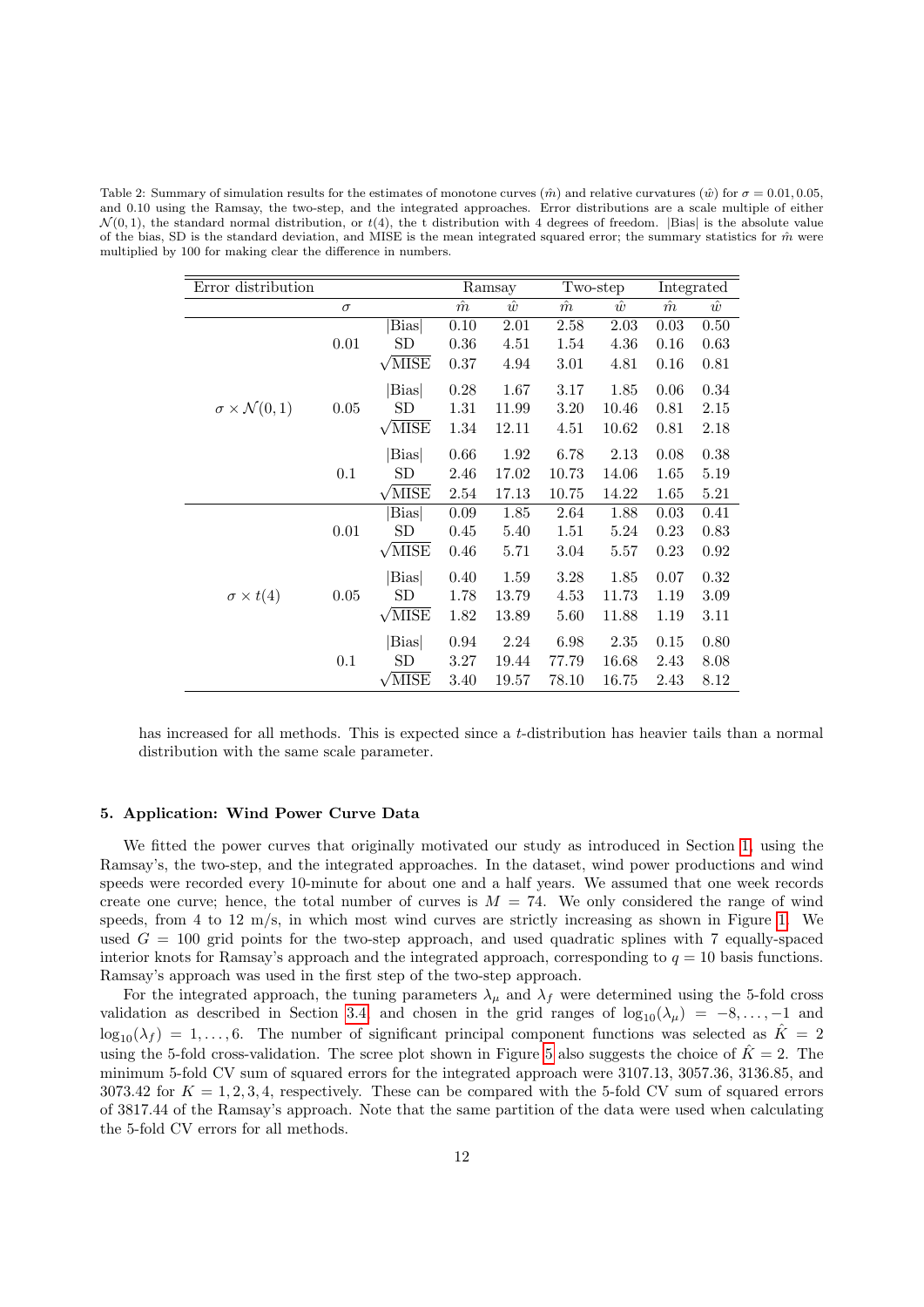Table 2: Summary of simulation results for the estimates of monotone curves ($\hat{m}$) and relative curvatures ($\hat{w}$) for $\sigma = 0.01, 0.05$, and 0.10 using the Ramsay, the two-step, and the integrated approaches. Error distributions are a scale multiple of either $\mathcal{N}(0, 1)$, the standard normal distribution, or $t(4)$, the t distribution with 4 degrees of freedom. |Bias| is the absolute value of the bias, SD is the standard deviation, and MISE is the mean integrated squared error; the summary statistics for $\hat{m}$ were multiplied by 100 for making clear the difference in numbers.

| Error distribution | | | Ramsay | | Two-step | | Integrated | |
|---|---|---|---|---|---|---|---|---|
| | $\sigma$ | | $\hat{m}$ | $\hat{w}$ | $\hat{m}$ | $\hat{w}$ | $\hat{m}$ | $\hat{w}$ |
| $\sigma \times \mathcal{N}(0,1)$ | 0.01 | \|Bias\| | 0.10 | 2.01 | 2.58 | 2.03 | 0.03 | 0.50 |
| | | SD | 0.36 | 4.51 | 1.54 | 4.36 | 0.16 | 0.63 |
| | | $\sqrt{\text{MISE}}$ | 0.37 | 4.94 | 3.01 | 4.81 | 0.16 | 0.81 |
| | 0.05 | \|Bias\| | 0.28 | 1.67 | 3.17 | 1.85 | 0.06 | 0.34 |
| | | SD | 1.31 | 11.99 | 3.20 | 10.46 | 0.81 | 2.15 |
| | | $\sqrt{\text{MISE}}$ | 1.34 | 12.11 | 4.51 | 10.62 | 0.81 | 2.18 |
| | 0.1 | \|Bias\| | 0.66 | 1.92 | 6.78 | 2.13 | 0.08 | 0.38 |
| | | SD | 2.46 | 17.02 | 10.73 | 14.06 | 1.65 | 5.19 |
| | | $\sqrt{\text{MISE}}$ | 2.54 | 17.13 | 10.75 | 14.22 | 1.65 | 5.21 |
| $\sigma \times t(4)$ | 0.01 | \|Bias\| | 0.09 | 1.85 | 2.64 | 1.88 | 0.03 | 0.41 |
| | | SD | 0.45 | 5.40 | 1.51 | 5.24 | 0.23 | 0.83 |
| | | $\sqrt{\text{MISE}}$ | 0.46 | 5.71 | 3.04 | 5.57 | 0.23 | 0.92 |
| | 0.05 | \|Bias\| | 0.40 | 1.59 | 3.28 | 1.85 | 0.07 | 0.32 |
| | | SD | 1.78 | 13.79 | 4.53 | 11.73 | 1.19 | 3.09 |
| | | $\sqrt{\text{MISE}}$ | 1.82 | 13.89 | 5.60 | 11.88 | 1.19 | 3.11 |
| | 0.1 | \|Bias\| | 0.94 | 2.24 | 6.98 | 2.35 | 0.15 | 0.80 |
| | | SD | 3.27 | 19.44 | 77.79 | 16.68 | 2.43 | 8.08 |
| | | $\sqrt{\text{MISE}}$ | 3.40 | 19.57 | 78.10 | 16.75 | 2.43 | 8.12 |

has increased for all methods. This is expected since a $t$-distribution has heavier tails than a normal distribution with the same scale parameter.

## 5. Application: Wind Power Curve Data

We fitted the power curves that originally motivated our study as introduced in Section 1, using the Ramsay's, the two-step, and the integrated approaches. In the dataset, wind power productions and wind speeds were recorded every 10-minute for about one and a half years. We assumed that one week records create one curve; hence, the total number of curves is $M = 74$. We only considered the range of wind speeds, from 4 to 12 m/s, in which most wind curves are strictly increasing as shown in Figure 1. We used $G = 100$ grid points for the two-step approach, and used quadratic splines with 7 equally-spaced interior knots for Ramsay's approach and the integrated approach, corresponding to $q = 10$ basis functions. Ramsay's approach was used in the first step of the two-step approach.

For the integrated approach, the tuning parameters $\lambda_\mu$ and $\lambda_f$ were determined using the 5-fold cross validation as described in Section 3.4 and chosen in the grid ranges of $\log_{10}(\lambda_\mu) = -8, \dots, -1$ and $\log_{10}(\lambda_f) = 1, \dots, 6$. The number of significant principal component functions was selected as $\hat{K} = 2$ using the 5-fold cross-validation. The scree plot shown in Figure 5 also suggests the choice of $\hat{K} = 2$. The minimum 5-fold CV sum of squared errors for the integrated approach were 3107.13, 3057.36, 3136.85, and 3073.42 for $K = 1, 2, 3, 4$, respectively. These can be compared with the 5-fold CV sum of squared errors of 3817.44 of the Ramsay's approach. Note that the same partition of the data were used when calculating the 5-fold CV errors for all methods.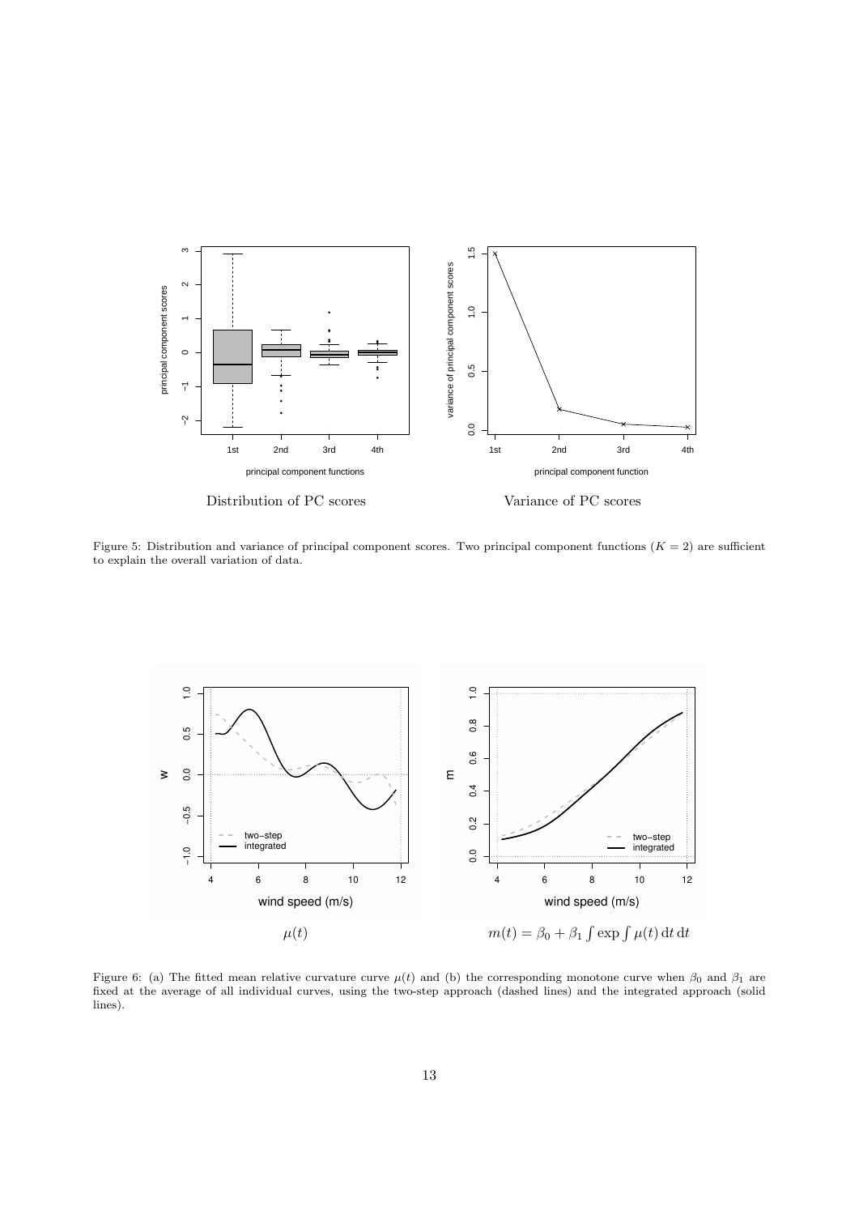Distribution of PC scores

Variance of PC scores

Figure 5: Distribution and variance of principal component scores. Two principal component functions ($K = 2$) are sufficient to explain the overall variation of data.

$\mu(t)$

$m(t) = \beta_0 + \beta_1 \int \exp \int \mu(t)\,\mathrm{d}t\,\mathrm{d}t$

Figure 6: (a) The fitted mean relative curvature curve $\mu(t)$ and (b) the corresponding monotone curve when $\beta_0$ and $\beta_1$ are fixed at the average of all individual curves, using the two-step approach (dashed lines) and the integrated approach (solid lines).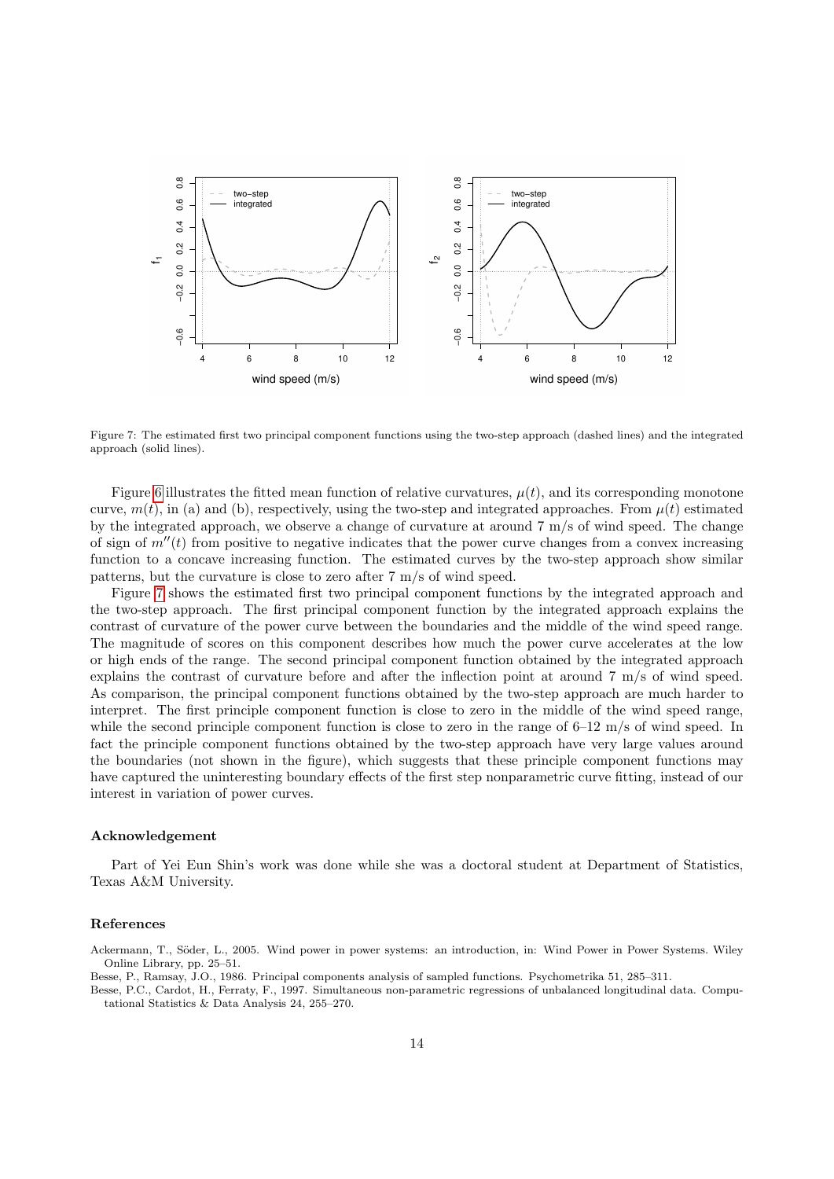Figure 7: The estimated first two principal component functions using the two-step approach (dashed lines) and the integrated approach (solid lines).

Figure 6 illustrates the fitted mean function of relative curvatures, $\mu(t)$, and its corresponding monotone curve, $m(t)$, in (a) and (b), respectively, using the two-step and integrated approaches. From $\mu(t)$ estimated by the integrated approach, we observe a change of curvature at around 7 m/s of wind speed. The change of sign of $m''(t)$ from positive to negative indicates that the power curve changes from a convex increasing function to a concave increasing function. The estimated curves by the two-step approach show similar patterns, but the curvature is close to zero after 7 m/s of wind speed.

Figure 7 shows the estimated first two principal component functions by the integrated approach and the two-step approach. The first principal component function by the integrated approach explains the contrast of curvature of the power curve between the boundaries and the middle of the wind speed range. The magnitude of scores on this component describes how much the power curve accelerates at the low or high ends of the range. The second principal component function obtained by the integrated approach explains the contrast of curvature before and after the inflection point at around 7 m/s of wind speed. As comparison, the principal component functions obtained by the two-step approach are much harder to interpret. The first principle component function is close to zero in the middle of the wind speed range, while the second principle component function is close to zero in the range of 6–12 m/s of wind speed. In fact the principle component functions obtained by the two-step approach have very large values around the boundaries (not shown in the figure), which suggests that these principle component functions may have captured the uninteresting boundary effects of the first step nonparametric curve fitting, instead of our interest in variation of power curves.

### Acknowledgement

Part of Yei Eun Shin's work was done while she was a doctoral student at Department of Statistics, Texas A&M University.

### References

Ackermann, T., Söder, L., 2005. Wind power in power systems: an introduction, in: Wind Power in Power Systems. Wiley Online Library, pp. 25–51.

Besse, P., Ramsay, J.O., 1986. Principal components analysis of sampled functions. Psychometrika 51, 285–311.

Besse, P.C., Cardot, H., Ferraty, F., 1997. Simultaneous non-parametric regressions of unbalanced longitudinal data. Computational Statistics & Data Analysis 24, 255–270.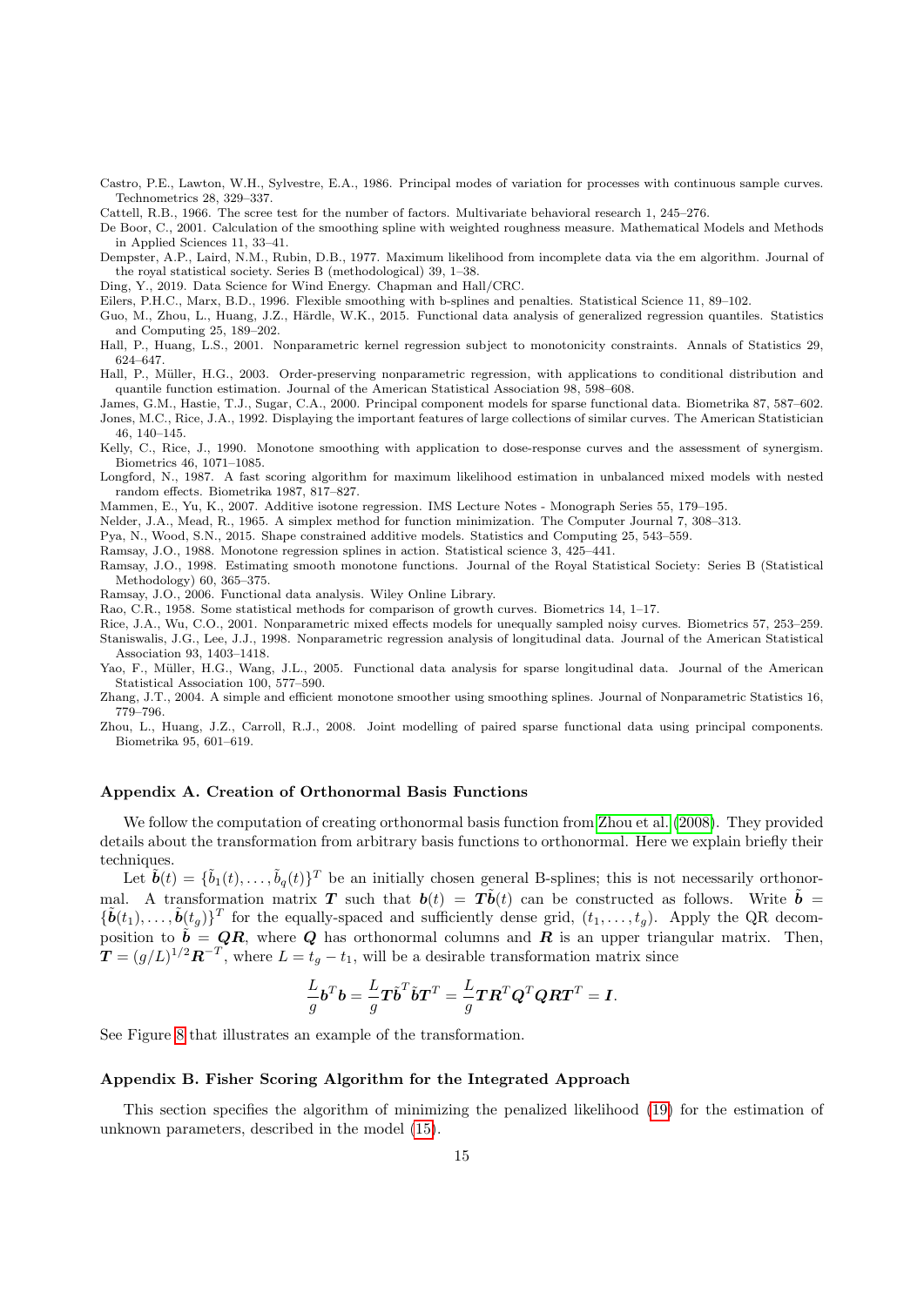Castro, P.E., Lawton, W.H., Sylvestre, E.A., 1986. Principal modes of variation for processes with continuous sample curves. Technometrics 28, 329–337.

Cattell, R.B., 1966. The scree test for the number of factors. Multivariate behavioral research 1, 245–276.

De Boor, C., 2001. Calculation of the smoothing spline with weighted roughness measure. Mathematical Models and Methods in Applied Sciences 11, 33–41.

Dempster, A.P., Laird, N.M., Rubin, D.B., 1977. Maximum likelihood from incomplete data via the em algorithm. Journal of the royal statistical society. Series B (methodological) 39, 1–38.

Ding, Y., 2019. Data Science for Wind Energy. Chapman and Hall/CRC.

Eilers, P.H.C., Marx, B.D., 1996. Flexible smoothing with b-splines and penalties. Statistical Science 11, 89–102.

Guo, M., Zhou, L., Huang, J.Z., Härdle, W.K., 2015. Functional data analysis of generalized regression quantiles. Statistics and Computing 25, 189–202.

Hall, P., Huang, L.S., 2001. Nonparametric kernel regression subject to monotonicity constraints. Annals of Statistics 29, 624–647.

Hall, P., Müller, H.G., 2003. Order-preserving nonparametric regression, with applications to conditional distribution and quantile function estimation. Journal of the American Statistical Association 98, 598–608.

James, G.M., Hastie, T.J., Sugar, C.A., 2000. Principal component models for sparse functional data. Biometrika 87, 587–602.

Jones, M.C., Rice, J.A., 1992. Displaying the important features of large collections of similar curves. The American Statistician 46, 140–145.

Kelly, C., Rice, J., 1990. Monotone smoothing with application to dose-response curves and the assessment of synergism. Biometrics 46, 1071–1085.

Longford, N., 1987. A fast scoring algorithm for maximum likelihood estimation in unbalanced mixed models with nested random effects. Biometrika 1987, 817–827.

Mammen, E., Yu, K., 2007. Additive isotone regression. IMS Lecture Notes - Monograph Series 55, 179–195.

Nelder, J.A., Mead, R., 1965. A simplex method for function minimization. The Computer Journal 7, 308–313.

Pya, N., Wood, S.N., 2015. Shape constrained additive models. Statistics and Computing 25, 543–559.

Ramsay, J.O., 1988. Monotone regression splines in action. Statistical science 3, 425–441.

Ramsay, J.O., 1998. Estimating smooth monotone functions. Journal of the Royal Statistical Society: Series B (Statistical Methodology) 60, 365–375.

Ramsay, J.O., 2006. Functional data analysis. Wiley Online Library.

Rao, C.R., 1958. Some statistical methods for comparison of growth curves. Biometrics 14, 1–17.

Rice, J.A., Wu, C.O., 2001. Nonparametric mixed effects models for unequally sampled noisy curves. Biometrics 57, 253–259.

Staniswalis, J.G., Lee, J.J., 1998. Nonparametric regression analysis of longitudinal data. Journal of the American Statistical Association 93, 1403–1418.

Yao, F., Müller, H.G., Wang, J.L., 2005. Functional data analysis for sparse longitudinal data. Journal of the American Statistical Association 100, 577–590.

Zhang, J.T., 2004. A simple and efficient monotone smoother using smoothing splines. Journal of Nonparametric Statistics 16, 779–796.

Zhou, L., Huang, J.Z., Carroll, R.J., 2008. Joint modelling of paired sparse functional data using principal components. Biometrika 95, 601–619.

## Appendix A. Creation of Orthonormal Basis Functions

We follow the computation of creating orthonormal basis function from Zhou et al. (2008). They provided details about the transformation from arbitrary basis functions to orthonormal. Here we explain briefly their techniques.

Let $\tilde{\boldsymbol{b}}(t) = \{\tilde{b}_1(t), \ldots, \tilde{b}_q(t)\}^T$ be an initially chosen general B-splines; this is not necessarily orthonormal. A transformation matrix $\boldsymbol{T}$ such that $\boldsymbol{b}(t) = \boldsymbol{T}\tilde{\boldsymbol{b}}(t)$ can be constructed as follows. Write $\tilde{\boldsymbol{b}} = \{\tilde{\boldsymbol{b}}(t_1), \ldots, \tilde{\boldsymbol{b}}(t_g)\}^T$ for the equally-spaced and sufficiently dense grid, $(t_1, \ldots, t_g)$. Apply the QR decomposition to $\tilde{\boldsymbol{b}} = \boldsymbol{Q}\boldsymbol{R}$, where $\boldsymbol{Q}$ has orthonormal columns and $\boldsymbol{R}$ is an upper triangular matrix. Then, $\boldsymbol{T} = (g/L)^{1/2}\boldsymbol{R}^{-T}$, where $L = t_g - t_1$, will be a desirable transformation matrix since

$$\frac{L}{g}\boldsymbol{b}^T\boldsymbol{b} = \frac{L}{g}\boldsymbol{T}\tilde{\boldsymbol{b}}^T\tilde{\boldsymbol{b}}\boldsymbol{T}^T = \frac{L}{g}\boldsymbol{T}\boldsymbol{R}^T\boldsymbol{Q}^T\boldsymbol{Q}\boldsymbol{R}\boldsymbol{T}^T = \boldsymbol{I}.$$

See Figure 8 that illustrates an example of the transformation.

## Appendix B. Fisher Scoring Algorithm for the Integrated Approach

This section specifies the algorithm of minimizing the penalized likelihood (19) for the estimation of unknown parameters, described in the model (15).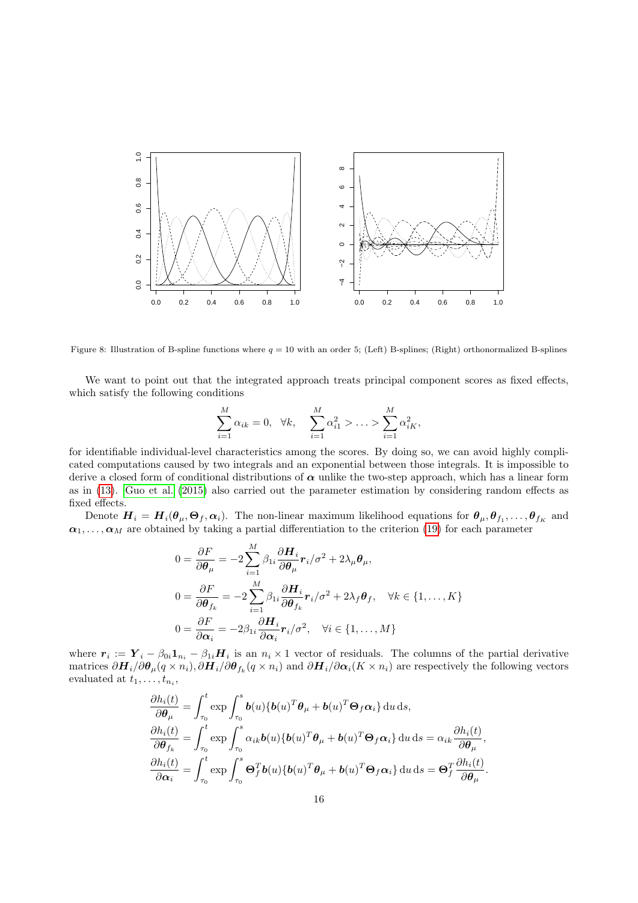Figure 8: Illustration of B-spline functions where $q = 10$ with an order 5; (Left) B-splines; (Right) orthonormalized B-splines

We want to point out that the integrated approach treats principal component scores as fixed effects, which satisfy the following conditions

$$\sum_{i=1}^{M} \alpha_{ik} = 0, \quad \forall k, \quad \sum_{i=1}^{M} \alpha_{i1}^2 > \ldots > \sum_{i=1}^{M} \alpha_{iK}^2,$$

for identifiable individual-level characteristics among the scores. By doing so, we can avoid highly complicated computations caused by two integrals and an exponential between those integrals. It is impossible to derive a closed form of conditional distributions of $\boldsymbol{\alpha}$ unlike the two-step approach, which has a linear form as in (13). Guo et al. (2015) also carried out the parameter estimation by considering random effects as fixed effects.

Denote $\boldsymbol{H}_i = \boldsymbol{H}_i(\boldsymbol{\theta}_\mu, \boldsymbol{\Theta}_f, \boldsymbol{\alpha}_i)$. The non-linear maximum likelihood equations for $\boldsymbol{\theta}_\mu, \boldsymbol{\theta}_{f_1}, \ldots, \boldsymbol{\theta}_{f_K}$ and $\boldsymbol{\alpha}_1, \ldots, \boldsymbol{\alpha}_M$ are obtained by taking a partial differentiation to the criterion (19) for each parameter

$$0 = \frac{\partial F}{\partial \boldsymbol{\theta}_\mu} = -2 \sum_{i=1}^{M} \beta_{1i} \frac{\partial \boldsymbol{H}_i}{\partial \boldsymbol{\theta}_\mu} \boldsymbol{r}_i / \sigma^2 + 2\lambda_\mu \boldsymbol{\theta}_\mu,$$

$$0 = \frac{\partial F}{\partial \boldsymbol{\theta}_{f_k}} = -2 \sum_{i=1}^{M} \beta_{1i} \frac{\partial \boldsymbol{H}_i}{\partial \boldsymbol{\theta}_{f_k}} \boldsymbol{r}_i / \sigma^2 + 2\lambda_f \boldsymbol{\theta}_f, \quad \forall k \in \{1, \ldots, K\}$$

$$0 = \frac{\partial F}{\partial \boldsymbol{\alpha}_i} = -2\beta_{1i} \frac{\partial \boldsymbol{H}_i}{\partial \boldsymbol{\alpha}_i} \boldsymbol{r}_i / \sigma^2, \quad \forall i \in \{1, \ldots, M\}$$

where $\boldsymbol{r}_i := \boldsymbol{Y}_i - \beta_{0i} \mathbf{1}_{n_i} - \beta_{1i} \boldsymbol{H}_i$ is an $n_i \times 1$ vector of residuals. The columns of the partial derivative matrices $\partial \boldsymbol{H}_i / \partial \boldsymbol{\theta}_\mu (q \times n_i), \partial \boldsymbol{H}_i / \partial \boldsymbol{\theta}_{f_k} (q \times n_i)$ and $\partial \boldsymbol{H}_i / \partial \boldsymbol{\alpha}_i (K \times n_i)$ are respectively the following vectors evaluated at $t_1, \ldots, t_{n_i}$,

$$\frac{\partial h_i(t)}{\partial \boldsymbol{\theta}_\mu} = \int_{\tau_0}^{t} \exp \int_{\tau_0}^{s} \boldsymbol{b}(u) \{\boldsymbol{b}(u)^T \boldsymbol{\theta}_\mu + \boldsymbol{b}(u)^T \boldsymbol{\Theta}_f \boldsymbol{\alpha}_i\} \, \mathrm{d}u \, \mathrm{d}s,$$

$$\frac{\partial h_i(t)}{\partial \boldsymbol{\theta}_{f_k}} = \int_{\tau_0}^{t} \exp \int_{\tau_0}^{s} \alpha_{ik} \boldsymbol{b}(u) \{\boldsymbol{b}(u)^T \boldsymbol{\theta}_\mu + \boldsymbol{b}(u)^T \boldsymbol{\Theta}_f \boldsymbol{\alpha}_i\} \, \mathrm{d}u \, \mathrm{d}s = \alpha_{ik} \frac{\partial h_i(t)}{\partial \boldsymbol{\theta}_\mu},$$

$$\frac{\partial h_i(t)}{\partial \boldsymbol{\alpha}_i} = \int_{\tau_0}^{t} \exp \int_{\tau_0}^{s} \boldsymbol{\Theta}_f^T \boldsymbol{b}(u) \{\boldsymbol{b}(u)^T \boldsymbol{\theta}_\mu + \boldsymbol{b}(u)^T \boldsymbol{\Theta}_f \boldsymbol{\alpha}_i\} \, \mathrm{d}u \, \mathrm{d}s = \boldsymbol{\Theta}_f^T \frac{\partial h_i(t)}{\partial \boldsymbol{\theta}_\mu}.$$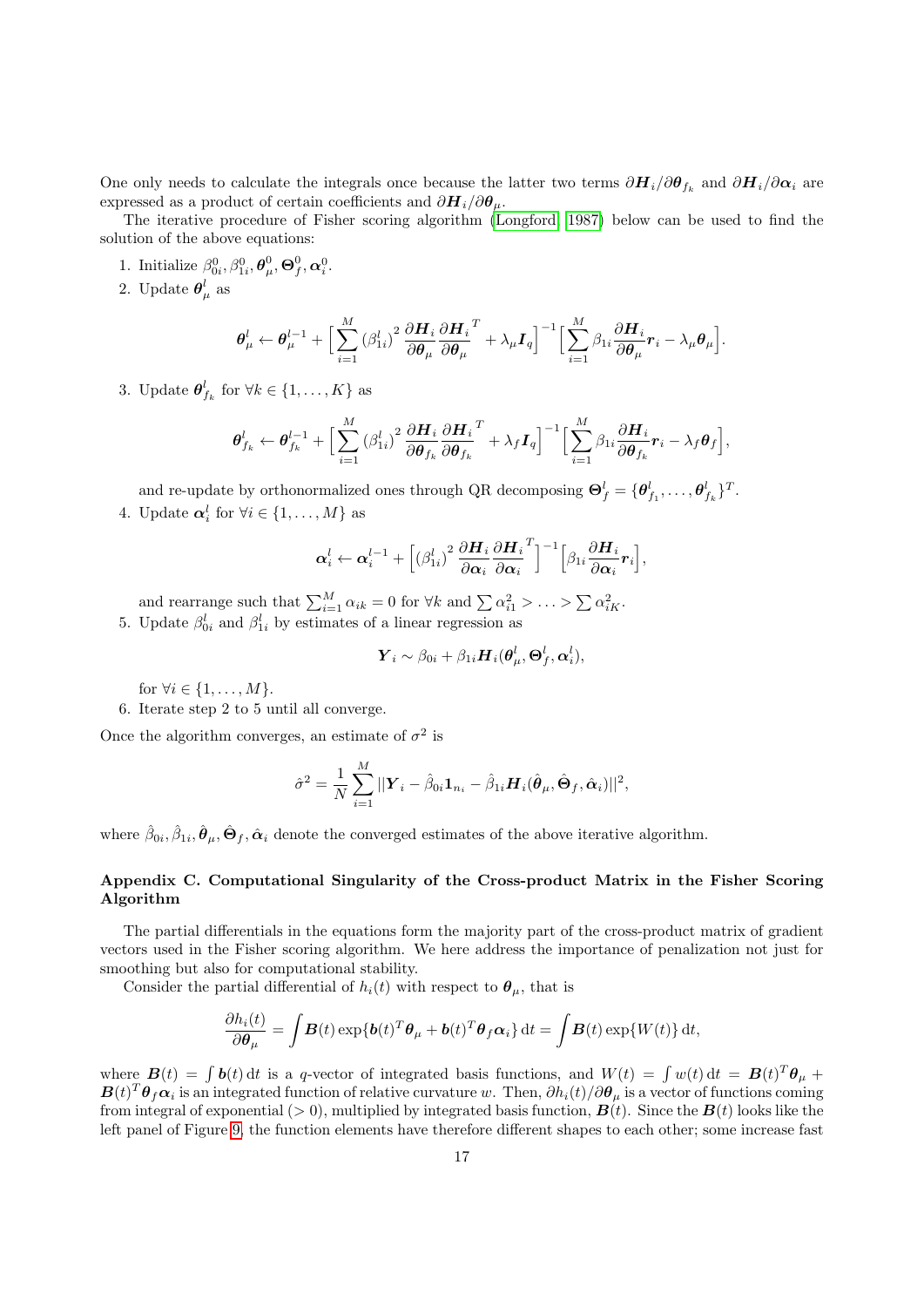One only needs to calculate the integrals once because the latter two terms $\partial \boldsymbol{H}_i/\partial \boldsymbol{\theta}_{f_k}$ and $\partial \boldsymbol{H}_i/\partial \boldsymbol{\alpha}_i$ are expressed as a product of certain coefficients and $\partial \boldsymbol{H}_i/\partial \boldsymbol{\theta}_\mu$.

The iterative procedure of Fisher scoring algorithm (Longford, 1987) below can be used to find the solution of the above equations:

1. Initialize $\beta_{0i}^0, \beta_{1i}^0, \boldsymbol{\theta}_\mu^0, \boldsymbol{\Theta}_f^0, \boldsymbol{\alpha}_i^0$.
2. Update $\boldsymbol{\theta}_\mu^l$ as

$$\boldsymbol{\theta}_\mu^l \leftarrow \boldsymbol{\theta}_\mu^{l-1} + \Big[\sum_{i=1}^M (\beta_{1i}^l)^2 \frac{\partial \boldsymbol{H}_i}{\partial \boldsymbol{\theta}_\mu} \frac{\partial \boldsymbol{H}_i}{\partial \boldsymbol{\theta}_\mu}^T + \lambda_\mu \boldsymbol{I}_q\Big]^{-1} \Big[\sum_{i=1}^M \beta_{1i} \frac{\partial \boldsymbol{H}_i}{\partial \boldsymbol{\theta}_\mu} \boldsymbol{r}_i - \lambda_\mu \boldsymbol{\theta}_\mu\Big].$$

3. Update $\boldsymbol{\theta}_{f_k}^l$ for $\forall k \in \{1, \ldots, K\}$ as

$$\boldsymbol{\theta}_{f_k}^l \leftarrow \boldsymbol{\theta}_{f_k}^{l-1} + \Big[\sum_{i=1}^M (\beta_{1i}^l)^2 \frac{\partial \boldsymbol{H}_i}{\partial \boldsymbol{\theta}_{f_k}} \frac{\partial \boldsymbol{H}_i}{\partial \boldsymbol{\theta}_{f_k}}^T + \lambda_f \boldsymbol{I}_q\Big]^{-1} \Big[\sum_{i=1}^M \beta_{1i} \frac{\partial \boldsymbol{H}_i}{\partial \boldsymbol{\theta}_{f_k}} \boldsymbol{r}_i - \lambda_f \boldsymbol{\theta}_f\Big],$$

   and re-update by orthonormalized ones through QR decomposing $\boldsymbol{\Theta}_f^l = \{\boldsymbol{\theta}_{f_1}^l, \ldots, \boldsymbol{\theta}_{f_k}^l\}^T$.
4. Update $\boldsymbol{\alpha}_i^l$ for $\forall i \in \{1, \ldots, M\}$ as

$$\boldsymbol{\alpha}_i^l \leftarrow \boldsymbol{\alpha}_i^{l-1} + \Big[(\beta_{1i}^l)^2 \frac{\partial \boldsymbol{H}_i}{\partial \boldsymbol{\alpha}_i} \frac{\partial \boldsymbol{H}_i}{\partial \boldsymbol{\alpha}_i}^T\Big]^{-1} \Big[\beta_{1i} \frac{\partial \boldsymbol{H}_i}{\partial \boldsymbol{\alpha}_i} \boldsymbol{r}_i\Big],$$

   and rearrange such that $\sum_{i=1}^M \alpha_{ik} = 0$ for $\forall k$ and $\sum \alpha_{i1}^2 > \ldots > \sum \alpha_{iK}^2$.
5. Update $\beta_{0i}^l$ and $\beta_{1i}^l$ by estimates of a linear regression as

$$\boldsymbol{Y}_i \sim \beta_{0i} + \beta_{1i} \boldsymbol{H}_i(\boldsymbol{\theta}_\mu^l, \boldsymbol{\Theta}_f^l, \boldsymbol{\alpha}_i^l),$$

   for $\forall i \in \{1, \ldots, M\}$.
6. Iterate step 2 to 5 until all converge.

Once the algorithm converges, an estimate of $\sigma^2$ is

$$\hat{\sigma}^2 = \frac{1}{N} \sum_{i=1}^M ||\boldsymbol{Y}_i - \hat{\beta}_{0i} \boldsymbol{1}_{n_i} - \hat{\beta}_{1i} \boldsymbol{H}_i(\hat{\boldsymbol{\theta}}_\mu, \hat{\boldsymbol{\Theta}}_f, \hat{\boldsymbol{\alpha}}_i)||^2,$$

where $\hat{\beta}_{0i}, \hat{\beta}_{1i}, \hat{\boldsymbol{\theta}}_\mu, \hat{\boldsymbol{\Theta}}_f, \hat{\boldsymbol{\alpha}}_i$ denote the converged estimates of the above iterative algorithm.

## Appendix C. Computational Singularity of the Cross-product Matrix in the Fisher Scoring Algorithm

The partial differentials in the equations form the majority part of the cross-product matrix of gradient vectors used in the Fisher scoring algorithm. We here address the importance of penalization not just for smoothing but also for computational stability.

Consider the partial differential of $h_i(t)$ with respect to $\boldsymbol{\theta}_\mu$, that is

$$\frac{\partial h_i(t)}{\partial \boldsymbol{\theta}_\mu} = \int \boldsymbol{B}(t) \exp\{\boldsymbol{b}(t)^T \boldsymbol{\theta}_\mu + \boldsymbol{b}(t)^T \boldsymbol{\theta}_f \boldsymbol{\alpha}_i\} \,\mathrm{d}t = \int \boldsymbol{B}(t) \exp\{W(t)\} \,\mathrm{d}t,$$

where $\boldsymbol{B}(t) = \int \boldsymbol{b}(t) \,\mathrm{d}t$ is a $q$-vector of integrated basis functions, and $W(t) = \int w(t) \,\mathrm{d}t = \boldsymbol{B}(t)^T \boldsymbol{\theta}_\mu + \boldsymbol{B}(t)^T \boldsymbol{\theta}_f \boldsymbol{\alpha}_i$ is an integrated function of relative curvature $w$. Then, $\partial h_i(t)/\partial \boldsymbol{\theta}_\mu$ is a vector of functions coming from integral of exponential ($> 0$), multiplied by integrated basis function, $\boldsymbol{B}(t)$. Since the $\boldsymbol{B}(t)$ looks like the left panel of Figure 9, the function elements have therefore different shapes to each other; some increase fast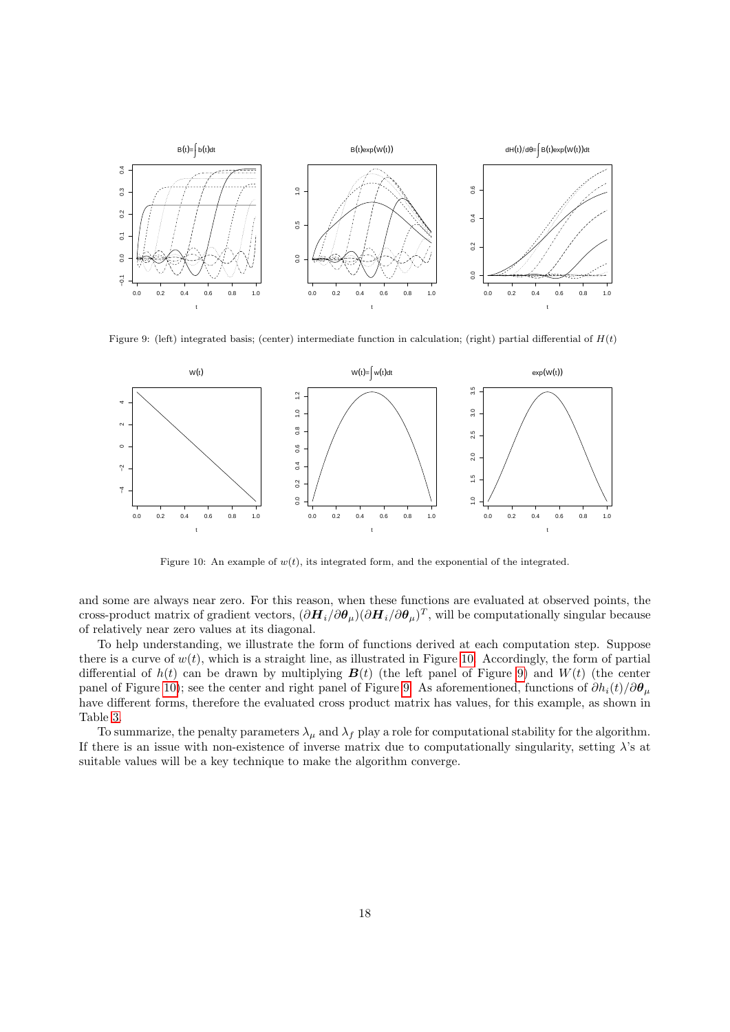Figure 9: (left) integrated basis; (center) intermediate function in calculation; (right) partial differential of $H(t)$

Figure 10: An example of $w(t)$, its integrated form, and the exponential of the integrated.

and some are always near zero. For this reason, when these functions are evaluated at observed points, the cross-product matrix of gradient vectors, $(\partial \boldsymbol{H}_i/\partial \boldsymbol{\theta}_\mu)(\partial \boldsymbol{H}_i/\partial \boldsymbol{\theta}_\mu)^T$, will be computationally singular because of relatively near zero values at its diagonal.

To help understanding, we illustrate the form of functions derived at each computation step. Suppose there is a curve of $w(t)$, which is a straight line, as illustrated in Figure 10. Accordingly, the form of partial differential of $h(t)$ can be drawn by multiplying $\boldsymbol{B}(t)$ (the left panel of Figure 9) and $W(t)$ (the center panel of Figure 10); see the center and right panel of Figure 9. As aforementioned, functions of $\partial h_i(t)/\partial \boldsymbol{\theta}_\mu$ have different forms, therefore the evaluated cross product matrix has values, for this example, as shown in Table 3.

To summarize, the penalty parameters $\lambda_\mu$ and $\lambda_f$ play a role for computational stability for the algorithm. If there is an issue with non-existence of inverse matrix due to computationally singularity, setting $\lambda$'s at suitable values will be a key technique to make the algorithm converge.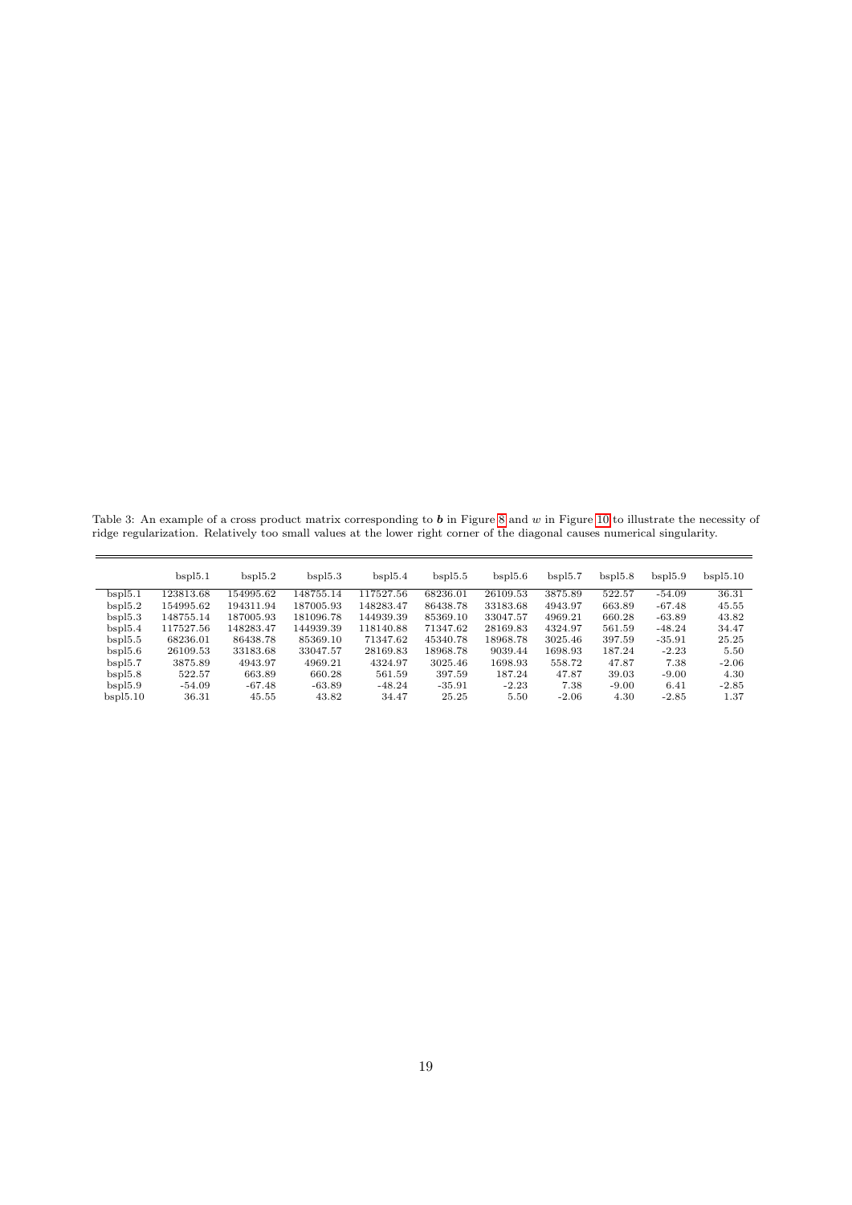Table 3: An example of a cross product matrix corresponding to $\boldsymbol{b}$ in Figure 8 and $w$ in Figure 10 to illustrate the necessity of ridge regularization. Relatively too small values at the lower right corner of the diagonal causes numerical singularity.

| | bspl5.1 | bspl5.2 | bspl5.3 | bspl5.4 | bspl5.5 | bspl5.6 | bspl5.7 | bspl5.8 | bspl5.9 | bspl5.10 |
|---|---|---|---|---|---|---|---|---|---|---|
| bspl5.1 | 123813.68 | 154995.62 | 148755.14 | 117527.56 | 68236.01 | 26109.53 | 3875.89 | 522.57 | -54.09 | 36.31 |
| bspl5.2 | 154995.62 | 194311.94 | 187005.93 | 148283.47 | 86438.78 | 33183.68 | 4943.97 | 663.89 | -67.48 | 45.55 |
| bspl5.3 | 148755.14 | 187005.93 | 181096.78 | 144939.39 | 85369.10 | 33047.57 | 4969.21 | 660.28 | -63.89 | 43.82 |
| bspl5.4 | 117527.56 | 148283.47 | 144939.39 | 118140.88 | 71347.62 | 28169.83 | 4324.97 | 561.59 | -48.24 | 34.47 |
| bspl5.5 | 68236.01 | 86438.78 | 85369.10 | 71347.62 | 45340.78 | 18968.78 | 3025.46 | 397.59 | -35.91 | 25.25 |
| bspl5.6 | 26109.53 | 33183.68 | 33047.57 | 28169.83 | 18968.78 | 9039.44 | 1698.93 | 187.24 | -2.23 | 5.50 |
| bspl5.7 | 3875.89 | 4943.97 | 4969.21 | 4324.97 | 3025.46 | 1698.93 | 558.72 | 47.87 | 7.38 | -2.06 |
| bspl5.8 | 522.57 | 663.89 | 660.28 | 561.59 | 397.59 | 187.24 | 47.87 | 39.03 | -9.00 | 4.30 |
| bspl5.9 | -54.09 | -67.48 | -63.89 | -48.24 | -35.91 | -2.23 | 7.38 | -9.00 | 6.41 | -2.85 |
| bspl5.10 | 36.31 | 45.55 | 43.82 | 34.47 | 25.25 | 5.50 | -2.06 | 4.30 | -2.85 | 1.37 |